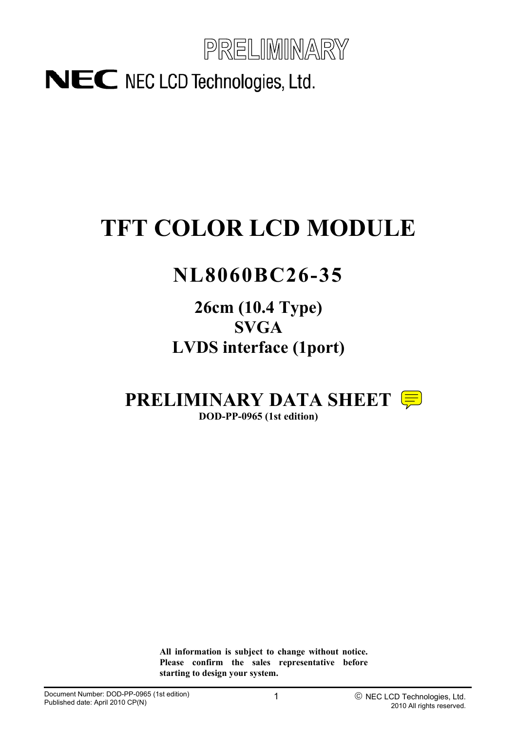PRELIMINARY

NEC LCD Technologies, Ltd.

# TFT COLOR LCD MODULE

## NL8060BC26-35

### 26cm (10.4 Type)
### SVGA
### LVDS interface (1port)

## PRELIMINARY DATA SHEET

**DOD-PP-0965 (1st edition)**

**All information is subject to change without notice. Please confirm the sales representative before starting to design your system.**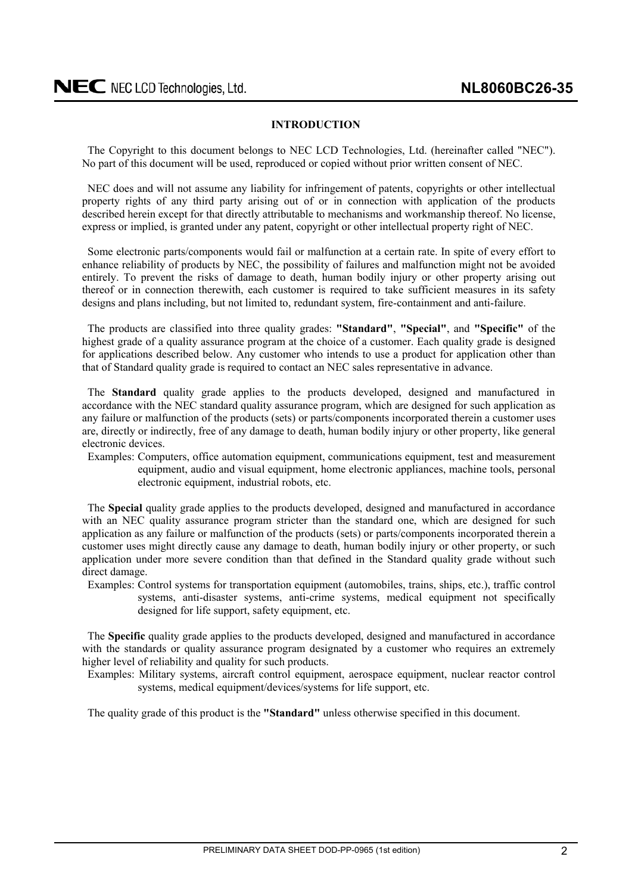## INTRODUCTION

The Copyright to this document belongs to NEC LCD Technologies, Ltd. (hereinafter called "NEC"). No part of this document will be used, reproduced or copied without prior written consent of NEC.

NEC does and will not assume any liability for infringement of patents, copyrights or other intellectual property rights of any third party arising out of or in connection with application of the products described herein except for that directly attributable to mechanisms and workmanship thereof. No license, express or implied, is granted under any patent, copyright or other intellectual property right of NEC.

Some electronic parts/components would fail or malfunction at a certain rate. In spite of every effort to enhance reliability of products by NEC, the possibility of failures and malfunction might not be avoided entirely. To prevent the risks of damage to death, human bodily injury or other property arising out thereof or in connection therewith, each customer is required to take sufficient measures in its safety designs and plans including, but not limited to, redundant system, fire-containment and anti-failure.

The products are classified into three quality grades: **"Standard"**, **"Special"**, and **"Specific"** of the highest grade of a quality assurance program at the choice of a customer. Each quality grade is designed for applications described below. Any customer who intends to use a product for application other than that of Standard quality grade is required to contact an NEC sales representative in advance.

The **Standard** quality grade applies to the products developed, designed and manufactured in accordance with the NEC standard quality assurance program, which are designed for such application as any failure or malfunction of the products (sets) or parts/components incorporated therein a customer uses are, directly or indirectly, free of any damage to death, human bodily injury or other property, like general electronic devices.

Examples: Computers, office automation equipment, communications equipment, test and measurement equipment, audio and visual equipment, home electronic appliances, machine tools, personal electronic equipment, industrial robots, etc.

The **Special** quality grade applies to the products developed, designed and manufactured in accordance with an NEC quality assurance program stricter than the standard one, which are designed for such application as any failure or malfunction of the products (sets) or parts/components incorporated therein a customer uses might directly cause any damage to death, human bodily injury or other property, or such application under more severe condition than that defined in the Standard quality grade without such direct damage.

Examples: Control systems for transportation equipment (automobiles, trains, ships, etc.), traffic control systems, anti-disaster systems, anti-crime systems, medical equipment not specifically designed for life support, safety equipment, etc.

The **Specific** quality grade applies to the products developed, designed and manufactured in accordance with the standards or quality assurance program designated by a customer who requires an extremely higher level of reliability and quality for such products.

Examples: Military systems, aircraft control equipment, aerospace equipment, nuclear reactor control systems, medical equipment/devices/systems for life support, etc.

The quality grade of this product is the **"Standard"** unless otherwise specified in this document.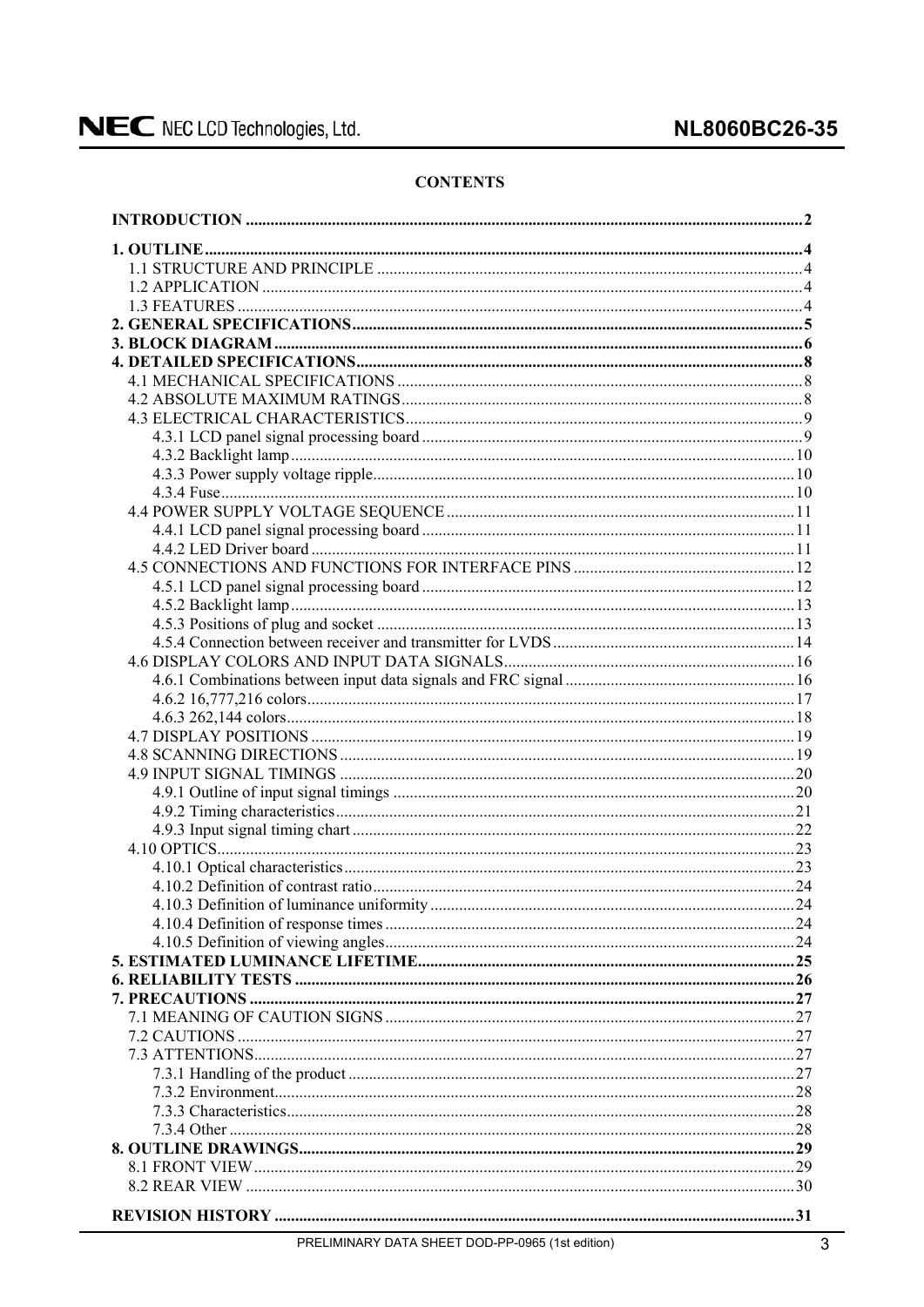# CONTENTS

INTRODUCTION ..... 2

1. OUTLINE ..... 4
   - 1.1 STRUCTURE AND PRINCIPLE ..... 4
   - 1.2 APPLICATION ..... 4
   - 1.3 FEATURES ..... 4
2. GENERAL SPECIFICATIONS ..... 5
3. BLOCK DIAGRAM ..... 6
4. DETAILED SPECIFICATIONS ..... 8
   - 4.1 MECHANICAL SPECIFICATIONS ..... 8
   - 4.2 ABSOLUTE MAXIMUM RATINGS ..... 8
   - 4.3 ELECTRICAL CHARACTERISTICS ..... 9
     - 4.3.1 LCD panel signal processing board ..... 9
     - 4.3.2 Backlight lamp ..... 10
     - 4.3.3 Power supply voltage ripple ..... 10
     - 4.3.4 Fuse ..... 10
   - 4.4 POWER SUPPLY VOLTAGE SEQUENCE ..... 11
     - 4.4.1 LCD panel signal processing board ..... 11
     - 4.4.2 LED Driver board ..... 11
   - 4.5 CONNECTIONS AND FUNCTIONS FOR INTERFACE PINS ..... 12
     - 4.5.1 LCD panel signal processing board ..... 12
     - 4.5.2 Backlight lamp ..... 13
     - 4.5.3 Positions of plug and socket ..... 13
     - 4.5.4 Connection between receiver and transmitter for LVDS ..... 14
   - 4.6 DISPLAY COLORS AND INPUT DATA SIGNALS ..... 16
     - 4.6.1 Combinations between input data signals and FRC signal ..... 16
     - 4.6.2 16,777,216 colors ..... 17
     - 4.6.3 262,144 colors ..... 18
   - 4.7 DISPLAY POSITIONS ..... 19
   - 4.8 SCANNING DIRECTIONS ..... 19
   - 4.9 INPUT SIGNAL TIMINGS ..... 20
     - 4.9.1 Outline of input signal timings ..... 20
     - 4.9.2 Timing characteristics ..... 21
     - 4.9.3 Input signal timing chart ..... 22
   - 4.10 OPTICS ..... 23
     - 4.10.1 Optical characteristics ..... 23
     - 4.10.2 Definition of contrast ratio ..... 24
     - 4.10.3 Definition of luminance uniformity ..... 24
     - 4.10.4 Definition of response times ..... 24
     - 4.10.5 Definition of viewing angles ..... 24
5. ESTIMATED LUMINANCE LIFETIME ..... 25
6. RELIABILITY TESTS ..... 26
7. PRECAUTIONS ..... 27
   - 7.1 MEANING OF CAUTION SIGNS ..... 27
   - 7.2 CAUTIONS ..... 27
   - 7.3 ATTENTIONS ..... 27
     - 7.3.1 Handling of the product ..... 27
     - 7.3.2 Environment ..... 28
     - 7.3.3 Characteristics ..... 28
     - 7.3.4 Other ..... 28
8. OUTLINE DRAWINGS ..... 29
   - 8.1 FRONT VIEW ..... 29
   - 8.2 REAR VIEW ..... 30

REVISION HISTORY ..... 31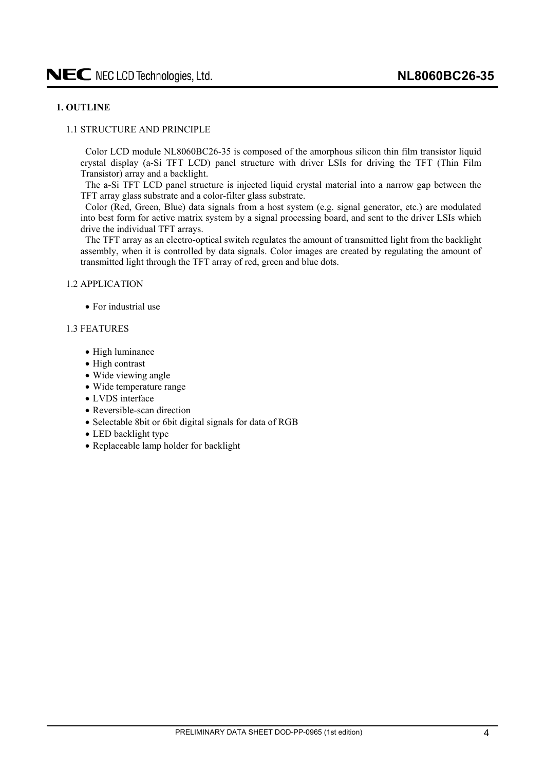## 1. OUTLINE

### 1.1 STRUCTURE AND PRINCIPLE

Color LCD module NL8060BC26-35 is composed of the amorphous silicon thin film transistor liquid crystal display (a-Si TFT LCD) panel structure with driver LSIs for driving the TFT (Thin Film Transistor) array and a backlight.

The a-Si TFT LCD panel structure is injected liquid crystal material into a narrow gap between the TFT array glass substrate and a color-filter glass substrate.

Color (Red, Green, Blue) data signals from a host system (e.g. signal generator, etc.) are modulated into best form for active matrix system by a signal processing board, and sent to the driver LSIs which drive the individual TFT arrays.

The TFT array as an electro-optical switch regulates the amount of transmitted light from the backlight assembly, when it is controlled by data signals. Color images are created by regulating the amount of transmitted light through the TFT array of red, green and blue dots.

### 1.2 APPLICATION

- For industrial use

### 1.3 FEATURES

- High luminance
- High contrast
- Wide viewing angle
- Wide temperature range
- LVDS interface
- Reversible-scan direction
- Selectable 8bit or 6bit digital signals for data of RGB
- LED backlight type
- Replaceable lamp holder for backlight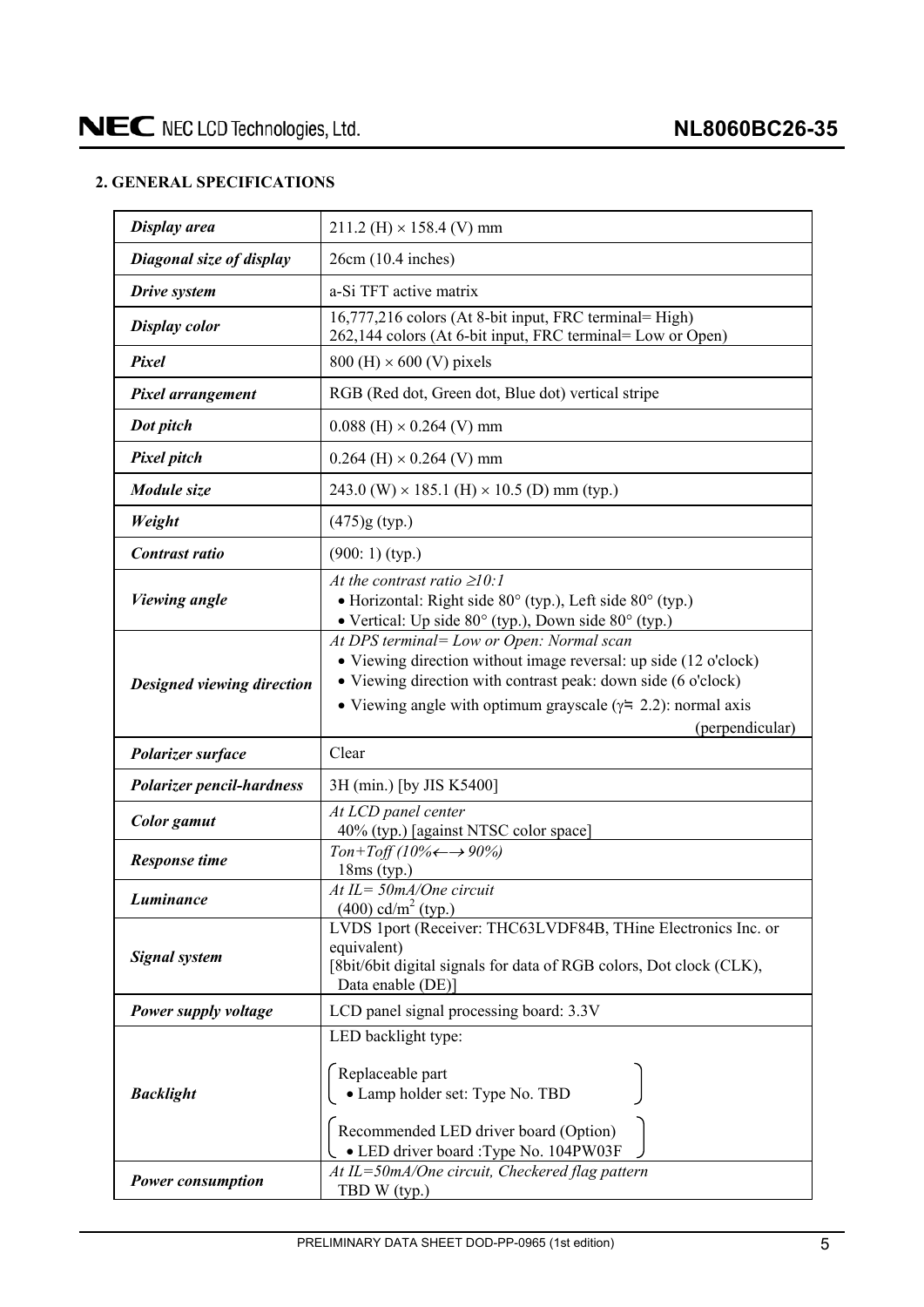## 2. GENERAL SPECIFICATIONS

| | |
|---|---|
| ***Display area*** | 211.2 (H) × 158.4 (V) mm |
| ***Diagonal size of display*** | 26cm (10.4 inches) |
| ***Drive system*** | a-Si TFT active matrix |
| ***Display color*** | 16,777,216 colors (At 8-bit input, FRC terminal= High)<br>262,144 colors (At 6-bit input, FRC terminal= Low or Open) |
| ***Pixel*** | 800 (H) × 600 (V) pixels |
| ***Pixel arrangement*** | RGB (Red dot, Green dot, Blue dot) vertical stripe |
| ***Dot pitch*** | 0.088 (H) × 0.264 (V) mm |
| ***Pixel pitch*** | 0.264 (H) × 0.264 (V) mm |
| ***Module size*** | 243.0 (W) × 185.1 (H) × 10.5 (D) mm (typ.) |
| ***Weight*** | (475)g (typ.) |
| ***Contrast ratio*** | (900: 1) (typ.) |
| ***Viewing angle*** | *At the contrast ratio ≥10:1*<br>• Horizontal: Right side 80° (typ.), Left side 80° (typ.)<br>• Vertical: Up side 80° (typ.), Down side 80° (typ.) |
| ***Designed viewing direction*** | *At DPS terminal= Low or Open: Normal scan*<br>• Viewing direction without image reversal: up side (12 o'clock)<br>• Viewing direction with contrast peak: down side (6 o'clock)<br>• Viewing angle with optimum grayscale ($\gamma \fallingdotseq 2.2$): normal axis (perpendicular) |
| ***Polarizer surface*** | Clear |
| ***Polarizer pencil-hardness*** | 3H (min.) [by JIS K5400] |
| ***Color gamut*** | *At LCD panel center*<br>40% (typ.) [against NTSC color space] |
| ***Response time*** | *Ton+Toff (10%←→ 90%)*<br>18ms (typ.) |
| ***Luminance*** | *At IL= 50mA/One circuit*<br>(400) cd/m$^2$ (typ.) |
| ***Signal system*** | LVDS 1port (Receiver: THC63LVDF84B, THine Electronics Inc. or equivalent)<br>[8bit/6bit digital signals for data of RGB colors, Dot clock (CLK), Data enable (DE)] |
| ***Power supply voltage*** | LCD panel signal processing board: 3.3V |
| ***Backlight*** | LED backlight type:<br>( Replaceable part<br>• Lamp holder set: Type No. TBD )<br>( Recommended LED driver board (Option)<br>• LED driver board :Type No. 104PW03F ) |
| ***Power consumption*** | *At IL=50mA/One circuit, Checkered flag pattern*<br>TBD W (typ.) |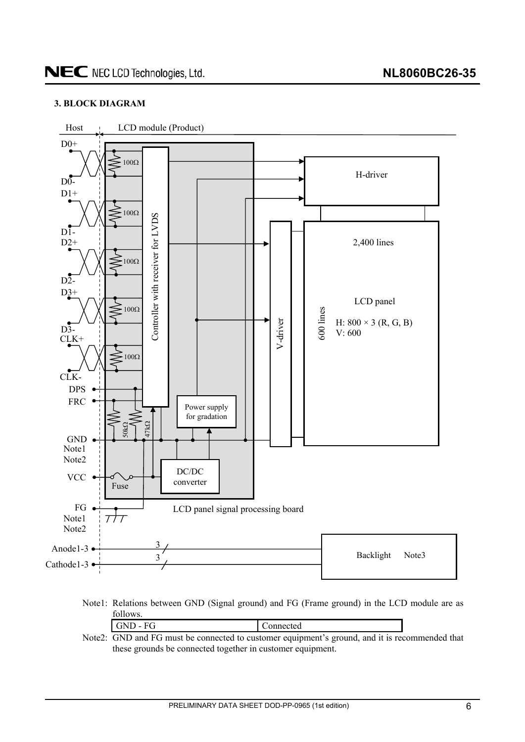### 3. BLOCK DIAGRAM

Host | LCD module (Product)

D0+, D0-, D1+, D1-, D2+, D2-, D3+, D3-, CLK+, CLK-, DPS, FRC, GND Note1 Note2, VCC, FG Note1 Note2, Anode1-3, Cathode1-3

100Ω, 100Ω, 100Ω, 100Ω, 100Ω, 50kΩ, 47kΩ, Fuse

Controller with receiver for LVDS

Power supply for gradation

DC/DC converter

LCD panel signal processing board

H-driver

V-driver

2,400 lines

600 lines

LCD panel
H: 800 × 3 (R, G, B)
V: 600

Backlight Note3

3
3

Note1: Relations between GND (Signal ground) and FG (Frame ground) in the LCD module are as follows.

| GND - FG | Connected |
|---|---|

Note2: GND and FG must be connected to customer equipment's ground, and it is recommended that these grounds be connected together in customer equipment.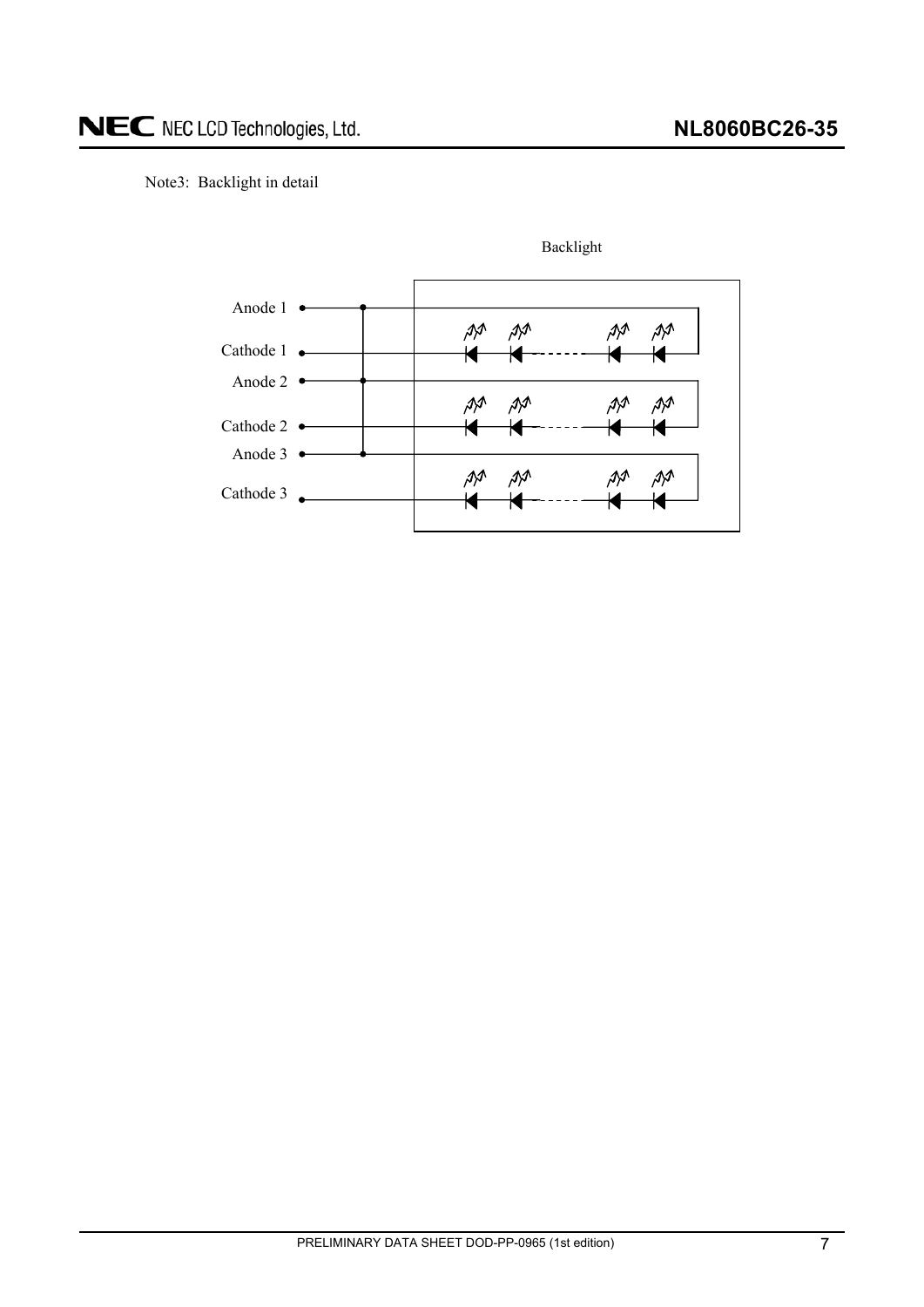Note3: Backlight in detail

Backlight

Anode 1

Cathode 1

Anode 2

Cathode 2

Anode 3

Cathode 3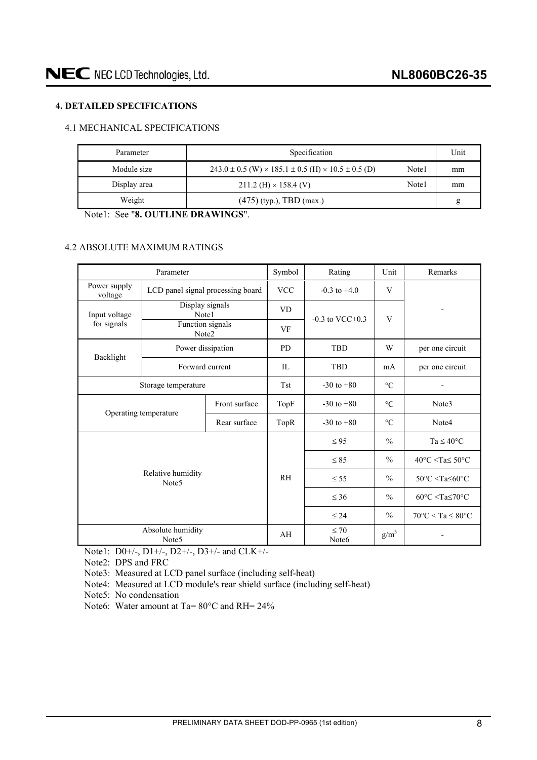## 4. DETAILED SPECIFICATIONS

### 4.1 MECHANICAL SPECIFICATIONS

| Parameter | Specification | | Unit |
|---|---|---|---|
| Module size | 243.0 ± 0.5 (W) × 185.1 ± 0.5 (H) × 10.5 ± 0.5 (D) | Note1 | mm |
| Display area | 211.2 (H) × 158.4 (V) | Note1 | mm |
| Weight | (475) (typ.), TBD (max.) | | g |

Note1: See "**8. OUTLINE DRAWINGS**".

### 4.2 ABSOLUTE MAXIMUM RATINGS

| Parameter | | Symbol | Rating | Unit | Remarks |
|---|---|---|---|---|---|
| Power supply voltage | LCD panel signal processing board | VCC | -0.3 to +4.0 | V | - |
| Input voltage for signals | Display signals Note1 | VD | -0.3 to VCC+0.3 | V | |
| | Function signals Note2 | VF | | | |
| Backlight | Power dissipation | PD | TBD | W | per one circuit |
| | Forward current | IL | TBD | mA | per one circuit |
| Storage temperature | | Tst | -30 to +80 | °C | - |
| Operating temperature | Front surface | TopF | -30 to +80 | °C | Note3 |
| | Rear surface | TopR | -30 to +80 | °C | Note4 |
| Relative humidity Note5 | | RH | ≤ 95 | % | Ta ≤ 40°C |
| | | | ≤ 85 | % | 40°C <Ta≤ 50°C |
| | | | ≤ 55 | % | 50°C <Ta≤60°C |
| | | | ≤ 36 | % | 60°C <Ta≤70°C |
| | | | ≤ 24 | % | 70°C < Ta ≤ 80°C |
| Absolute humidity Note5 | | AH | ≤ 70 Note6 | $g/m^3$ | - |

Note1: D0+/-, D1+/-, D2+/-, D3+/- and CLK+/-

Note2: DPS and FRC

Note3: Measured at LCD panel surface (including self-heat)

Note4: Measured at LCD module's rear shield surface (including self-heat)

Note5: No condensation

Note6: Water amount at Ta= 80°C and RH= 24%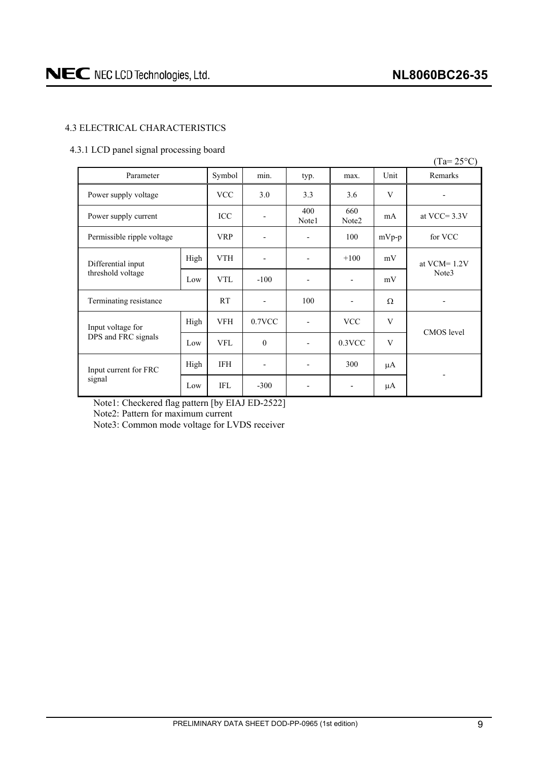### 4.3 ELECTRICAL CHARACTERISTICS

#### 4.3.1 LCD panel signal processing board

(Ta= 25°C)

| Parameter | | Symbol | min. | typ. | max. | Unit | Remarks |
|---|---|---|---|---|---|---|---|
| Power supply voltage | | VCC | 3.0 | 3.3 | 3.6 | V | - |
| Power supply current | | ICC | - | 400 Note1 | 660 Note2 | mA | at VCC= 3.3V |
| Permissible ripple voltage | | VRP | - | - | 100 | mVp-p | for VCC |
| Differential input threshold voltage | High | VTH | - | - | +100 | mV | at VCM= 1.2V Note3 |
| | Low | VTL | -100 | - | - | mV | |
| Terminating resistance | | RT | - | 100 | - | Ω | - |
| Input voltage for DPS and FRC signals | High | VFH | 0.7VCC | - | VCC | V | CMOS level |
| | Low | VFL | 0 | - | 0.3VCC | V | |
| Input current for FRC signal | High | IFH | - | - | 300 | μA | - |
| | Low | IFL | -300 | - | - | μA | |

Note1: Checkered flag pattern [by EIAJ ED-2522]

Note2: Pattern for maximum current

Note3: Common mode voltage for LVDS receiver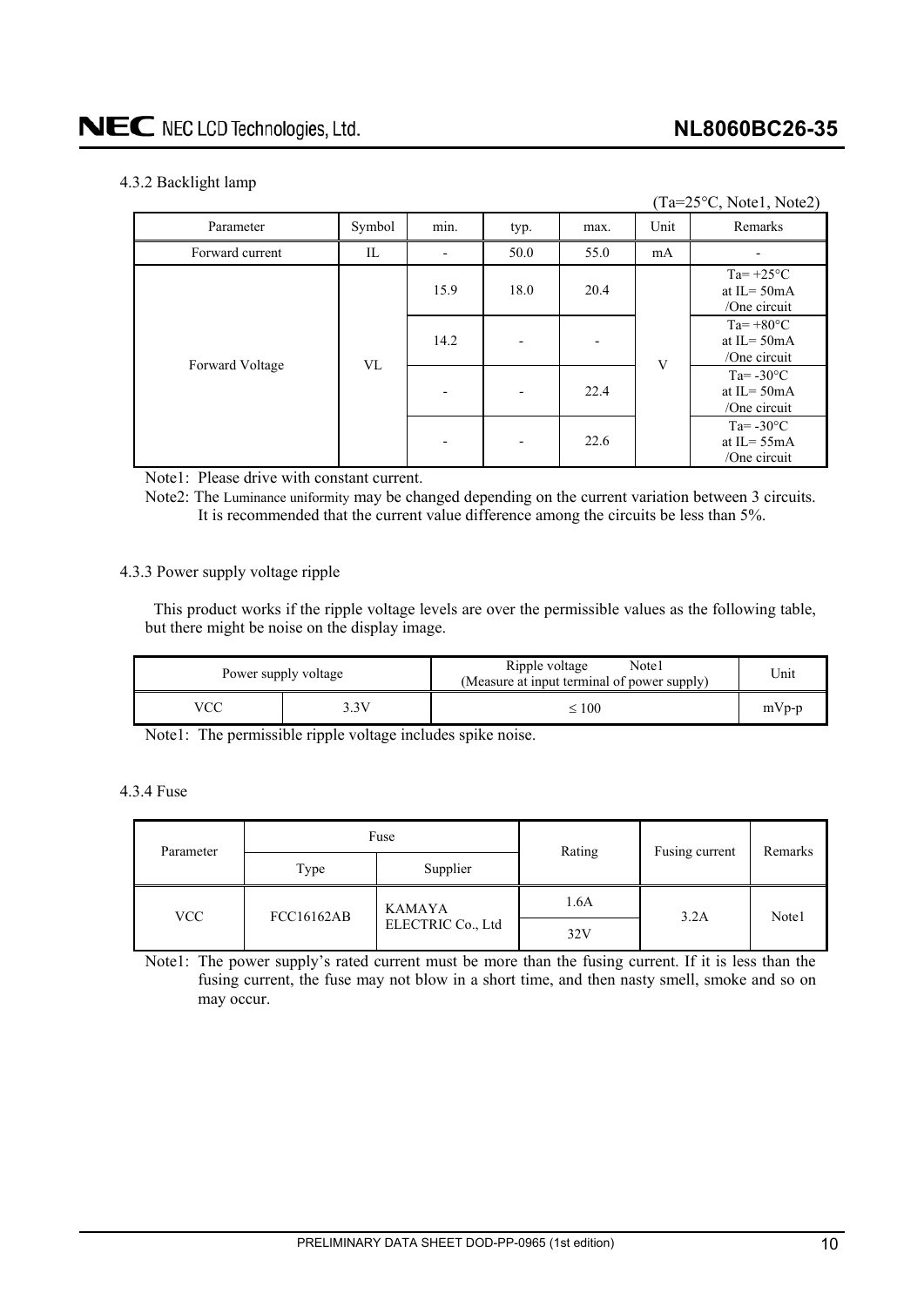#### 4.3.2 Backlight lamp

(Ta=25°C, Note1, Note2)

| Parameter | Symbol | min. | typ. | max. | Unit | Remarks |
|---|---|---|---|---|---|---|
| Forward current | IL | - | 50.0 | 55.0 | mA | - |
| Forward Voltage | VL | 15.9 | 18.0 | 20.4 | V | Ta= +25°C at IL= 50mA /One circuit |
| | | 14.2 | - | - | | Ta= +80°C at IL= 50mA /One circuit |
| | | - | - | 22.4 | | Ta= -30°C at IL= 50mA /One circuit |
| | | - | - | 22.6 | | Ta= -30°C at IL= 55mA /One circuit |

Note1: Please drive with constant current.

Note2: The Luminance uniformity may be changed depending on the current variation between 3 circuits. It is recommended that the current value difference among the circuits be less than 5%.

#### 4.3.3 Power supply voltage ripple

This product works if the ripple voltage levels are over the permissible values as the following table, but there might be noise on the display image.

| Power supply voltage | | Ripple voltage Note1 (Measure at input terminal of power supply) | Unit |
|---|---|---|---|
| VCC | 3.3V | ≤ 100 | mVp-p |

Note1: The permissible ripple voltage includes spike noise.

#### 4.3.4 Fuse

| Parameter | Fuse | | Rating | Fusing current | Remarks |
|---|---|---|---|---|---|
| | Type | Supplier | | | |
| VCC | FCC16162AB | KAMAYA ELECTRIC Co., Ltd | 1.6A | 3.2A | Note1 |
| | | | 32V | | |

Note1: The power supply's rated current must be more than the fusing current. If it is less than the fusing current, the fuse may not blow in a short time, and then nasty smell, smoke and so on may occur.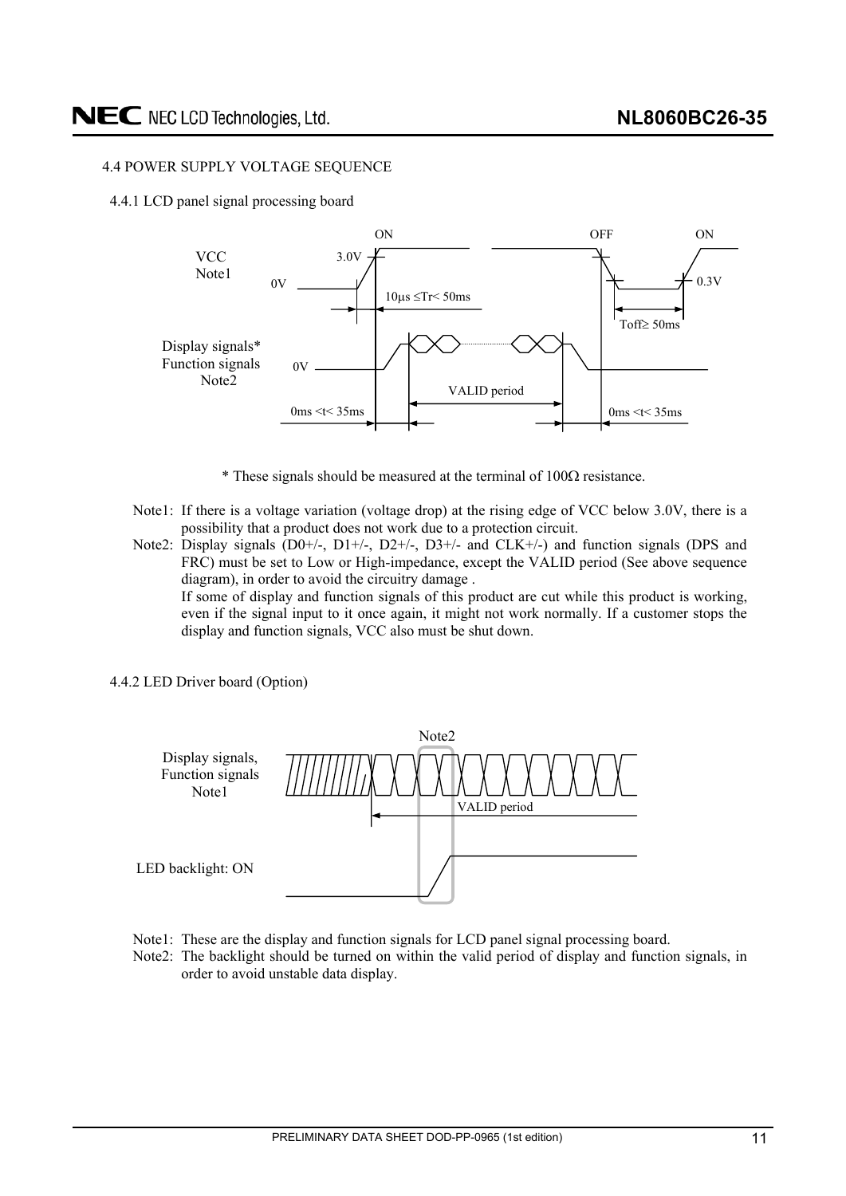### 4.4 POWER SUPPLY VOLTAGE SEQUENCE

#### 4.4.1 LCD panel signal processing board

\* These signals should be measured at the terminal of 100Ω resistance.

Note1: If there is a voltage variation (voltage drop) at the rising edge of VCC below 3.0V, there is a possibility that a product does not work due to a protection circuit.

Note2: Display signals (D0+/-, D1+/-, D2+/-, D3+/- and CLK+/-) and function signals (DPS and FRC) must be set to Low or High-impedance, except the VALID period (See above sequence diagram), in order to avoid the circuitry damage .
If some of display and function signals of this product are cut while this product is working, even if the signal input to it once again, it might not work normally. If a customer stops the display and function signals, VCC also must be shut down.

#### 4.4.2 LED Driver board (Option)

Note1: These are the display and function signals for LCD panel signal processing board.

Note2: The backlight should be turned on within the valid period of display and function signals, in order to avoid unstable data display.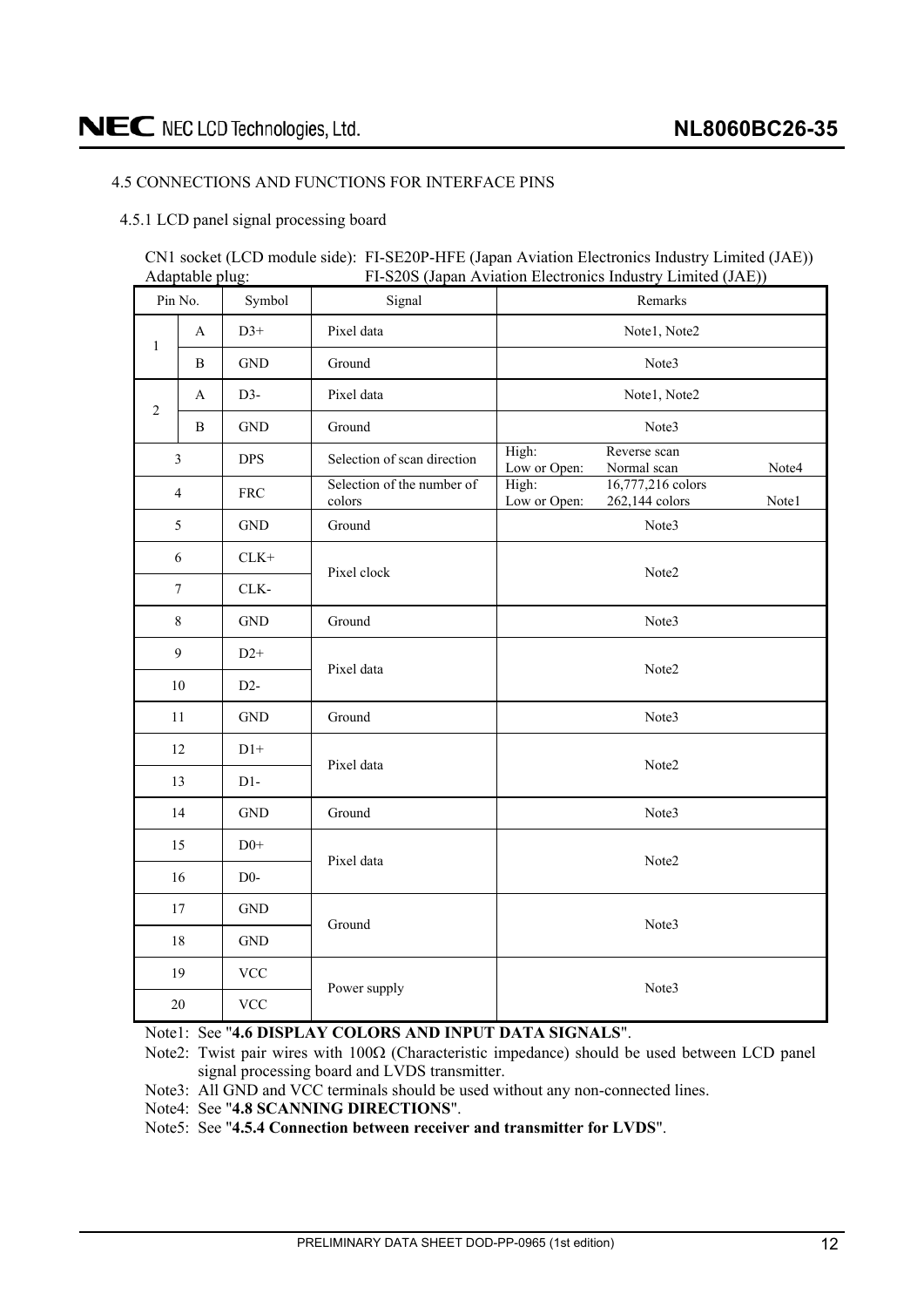## 4.5 CONNECTIONS AND FUNCTIONS FOR INTERFACE PINS

### 4.5.1 LCD panel signal processing board

CN1 socket (LCD module side): FI-SE20P-HFE (Japan Aviation Electronics Industry Limited (JAE))
Adaptable plug: FI-S20S (Japan Aviation Electronics Industry Limited (JAE))

| Pin No. | | Symbol | Signal | Remarks |
|---|---|---|---|---|
| 1 | A | D3+ | Pixel data | Note1, Note2 |
| | B | GND | Ground | Note3 |
| 2 | A | D3- | Pixel data | Note1, Note2 |
| | B | GND | Ground | Note3 |
| 3 | | DPS | Selection of scan direction | High: Reverse scan<br>Low or Open: Normal scan Note4 |
| 4 | | FRC | Selection of the number of colors | High: 16,777,216 colors<br>Low or Open: 262,144 colors Note1 |
| 5 | | GND | Ground | Note3 |
| 6 | | CLK+ | Pixel clock | Note2 |
| 7 | | CLK- | | |
| 8 | | GND | Ground | Note3 |
| 9 | | D2+ | Pixel data | Note2 |
| 10 | | D2- | | |
| 11 | | GND | Ground | Note3 |
| 12 | | D1+ | Pixel data | Note2 |
| 13 | | D1- | | |
| 14 | | GND | Ground | Note3 |
| 15 | | D0+ | Pixel data | Note2 |
| 16 | | D0- | | |
| 17 | | GND | Ground | Note3 |
| 18 | | GND | | |
| 19 | | VCC | Power supply | Note3 |
| 20 | | VCC | | |

Note1: See "**4.6 DISPLAY COLORS AND INPUT DATA SIGNALS**".

Note2: Twist pair wires with 100Ω (Characteristic impedance) should be used between LCD panel signal processing board and LVDS transmitter.

Note3: All GND and VCC terminals should be used without any non-connected lines.

Note4: See "**4.8 SCANNING DIRECTIONS**".

Note5: See "**4.5.4 Connection between receiver and transmitter for LVDS**".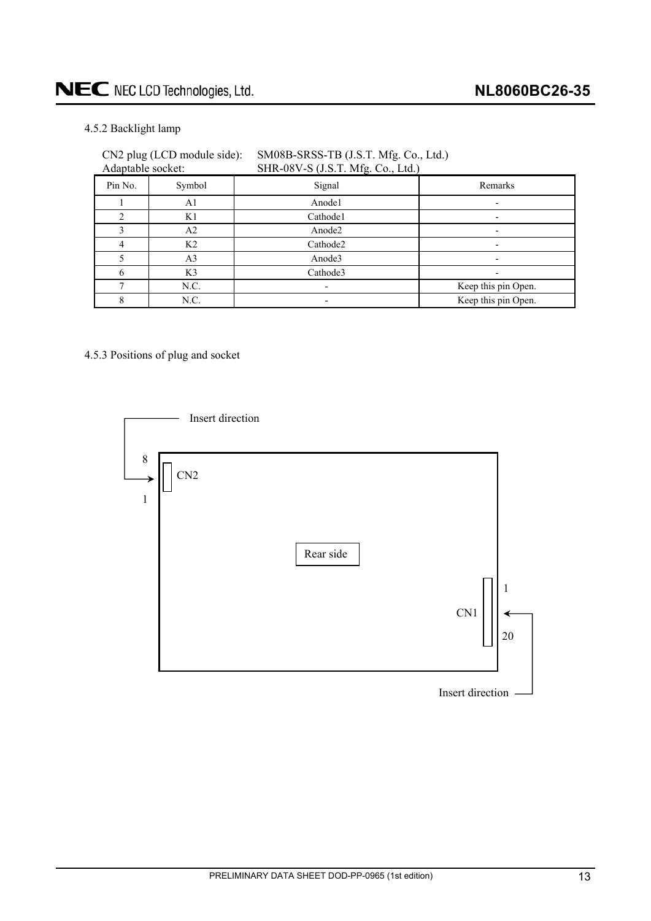### 4.5.2 Backlight lamp

CN2 plug (LCD module side): SM08B-SRSS-TB (J.S.T. Mfg. Co., Ltd.)
Adaptable socket: SHR-08V-S (J.S.T. Mfg. Co., Ltd.)

| Pin No. | Symbol | Signal | Remarks |
|---|---|---|---|
| 1 | A1 | Anode1 | - |
| 2 | K1 | Cathode1 | - |
| 3 | A2 | Anode2 | - |
| 4 | K2 | Cathode2 | - |
| 5 | A3 | Anode3 | - |
| 6 | K3 | Cathode3 | - |
| 7 | N.C. | - | Keep this pin Open. |
| 8 | N.C. | - | Keep this pin Open. |

### 4.5.3 Positions of plug and socket

Insert direction

8

CN2

1

Rear side

1

CN1

20

Insert direction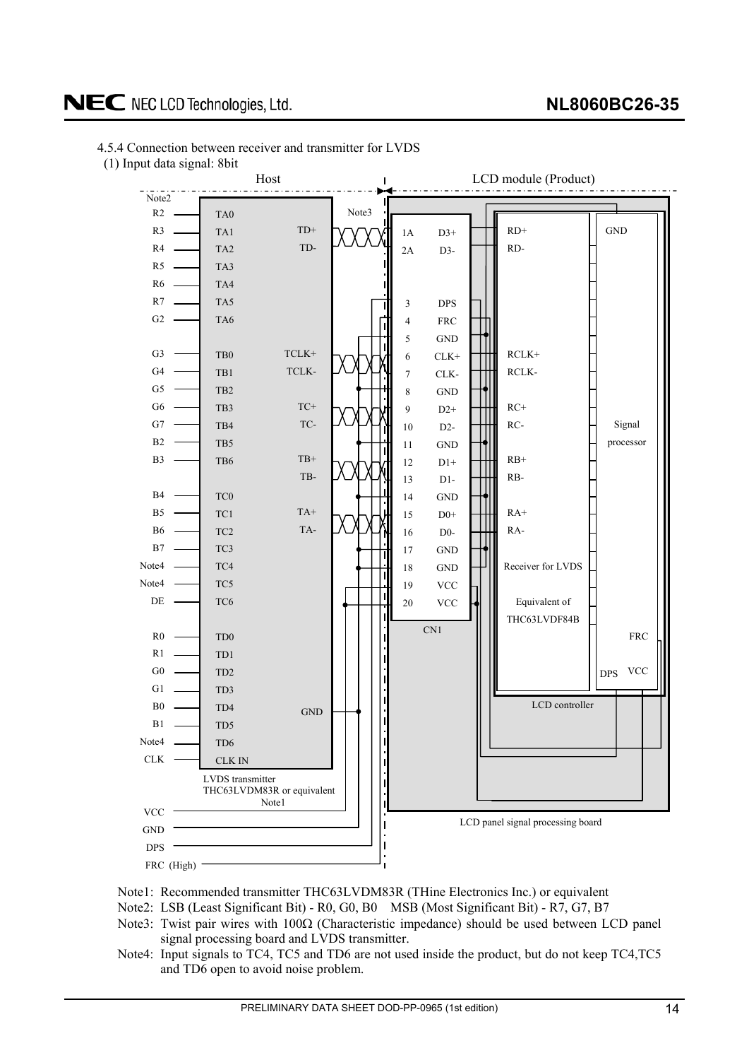4.5.4 Connection between receiver and transmitter for LVDS

(1) Input data signal: 8bit

Host | LCD module (Product)

| Host signal | LVDS transmitter input | LVDS transmitter output | CN1 pin | CN1 signal | Receiver for LVDS |
|---|---|---|---|---|---|
| R2 | TA0 | | | | |
| R3 | TA1 | TD+ | 1A | D3+ | RD+ |
| R4 | TA2 | TD- | 2A | D3- | RD- |
| R5 | TA3 | | | | |
| R6 | TA4 | | | | |
| R7 | TA5 | | 3 | DPS | |
| G2 | TA6 | | 4 | FRC | |
| | | | 5 | GND | |
| G3 | TB0 | TCLK+ | 6 | CLK+ | RCLK+ |
| G4 | TB1 | TCLK- | 7 | CLK- | RCLK- |
| G5 | TB2 | | 8 | GND | |
| G6 | TB3 | TC+ | 9 | D2+ | RC+ |
| G7 | TB4 | TC- | 10 | D2- | RC- |
| B2 | TB5 | | 11 | GND | |
| B3 | TB6 | TB+ | 12 | D1+ | RB+ |
| | | TB- | 13 | D1- | RB- |
| B4 | TC0 | | 14 | GND | |
| B5 | TC1 | TA+ | 15 | D0+ | RA+ |
| B6 | TC2 | TA- | 16 | D0- | RA- |
| B7 | TC3 | | 17 | GND | |
| Note4 | TC4 | | 18 | GND | |
| Note4 | TC5 | | 19 | VCC | |
| DE | TC6 | | 20 | VCC | |
| R0 | TD0 | | | | |
| R1 | TD1 | | | | |
| G0 | TD2 | | | | |
| G1 | TD3 | | | | |
| B0 | TD4 | GND | | | |
| B1 | TD5 | | | | |
| Note4 | TD6 | | | | |
| CLK | CLK IN | | | | |

LVDS transmitter THC63LVDM83R or equivalent (Note1)

Host power/control lines: VCC, GND, DPS, FRC (High)

LCD panel signal processing board: CN1; Receiver for LVDS, Equivalent of THC63LVDF84B; Signal processor (GND, FRC, DPS, VCC); LCD controller

Note1: Recommended transmitter THC63LVDM83R (THine Electronics Inc.) or equivalent

Note2: LSB (Least Significant Bit) - R0, G0, B0 MSB (Most Significant Bit) - R7, G7, B7

Note3: Twist pair wires with 100Ω (Characteristic impedance) should be used between LCD panel signal processing board and LVDS transmitter.

Note4: Input signals to TC4, TC5 and TD6 are not used inside the product, but do not keep TC4,TC5 and TD6 open to avoid noise problem.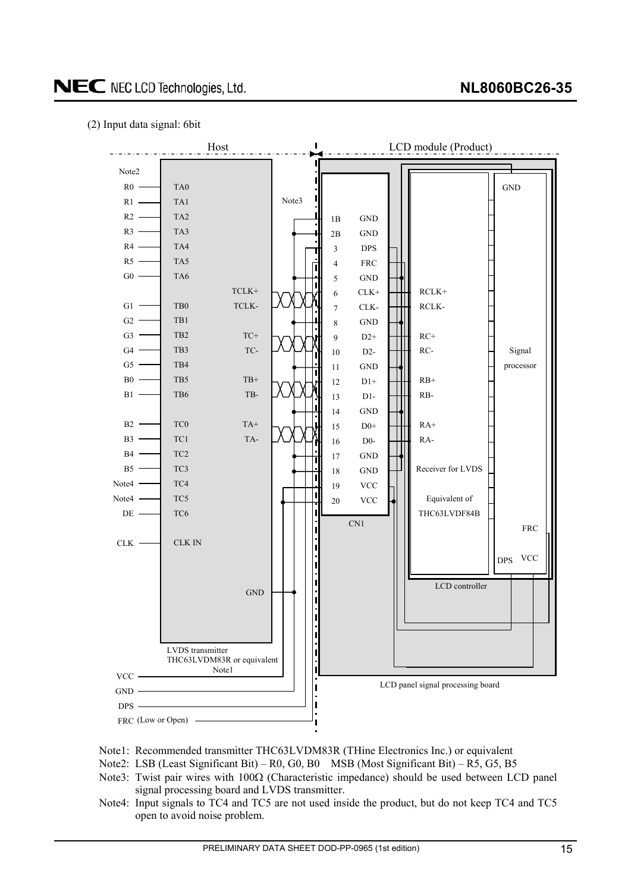(2) Input data signal: 6bit

Host | LD module (Product)

| Input | LVDS transmitter | Output | CN1 Pin | CN1 Signal | Receiver for LVDS |
|---|---|---|---|---|---|
| R0 | TA0 | | | | |
| R1 | TA1 | | | | |
| R2 | TA2 | | 1B | GND | |
| R3 | TA3 | | 2B | GND | |
| R4 | TA4 | | 3 | DPS | |
| R5 | TA5 | | 4 | FRC | |
| G0 | TA6 | | 5 | GND | |
| | | TCLK+ | 6 | CLK+ | RCLK+ |
| G1 | TB0 | TCLK- | 7 | CLK- | RCLK- |
| G2 | TB1 | | 8 | GND | |
| G3 | TB2 | TC+ | 9 | D2+ | RC+ |
| G4 | TB3 | TC- | 10 | D2- | RC- |
| G5 | TB4 | | 11 | GND | |
| B0 | TB5 | TB+ | 12 | D1+ | RB+ |
| B1 | TB6 | TB- | 13 | D1- | RB- |
| | | | 14 | GND | |
| B2 | TC0 | TA+ | 15 | D0+ | RA+ |
| B3 | TC1 | TA- | 16 | D0- | RA- |
| B4 | TC2 | | 17 | GND | |
| B5 | TC3 | | 18 | GND | |
| Note4 | TC4 | | 19 | VCC | |
| Note4 | TC5 | | 20 | VCC | |
| DE | TC6 | | | | |
| CLK | CLK IN | | | | |

LVDS transmitter THC63LVDM83R or equivalent (Note1); GND

Host side: VCC, GND, DPS, FRC (Low or Open)

LCD panel signal processing board: Receiver for LVDS Equivalent of THC63LVDF84B; LCD controller; Signal processor (GND, FRC, DPS, VCC)

Note1: Recommended transmitter THC63LVDM83R (THine Electronics Inc.) or equivalent

Note2: LSB (Least Significant Bit) – R0, G0, B0 MSB (Most Significant Bit) – R5, G5, B5

Note3: Twist pair wires with 100Ω (Characteristic impedance) should be used between LCD panel signal processing board and LVDS transmitter.

Note4: Input signals to TC4 and TC5 are not used inside the product, but do not keep TC4 and TC5 open to avoid noise problem.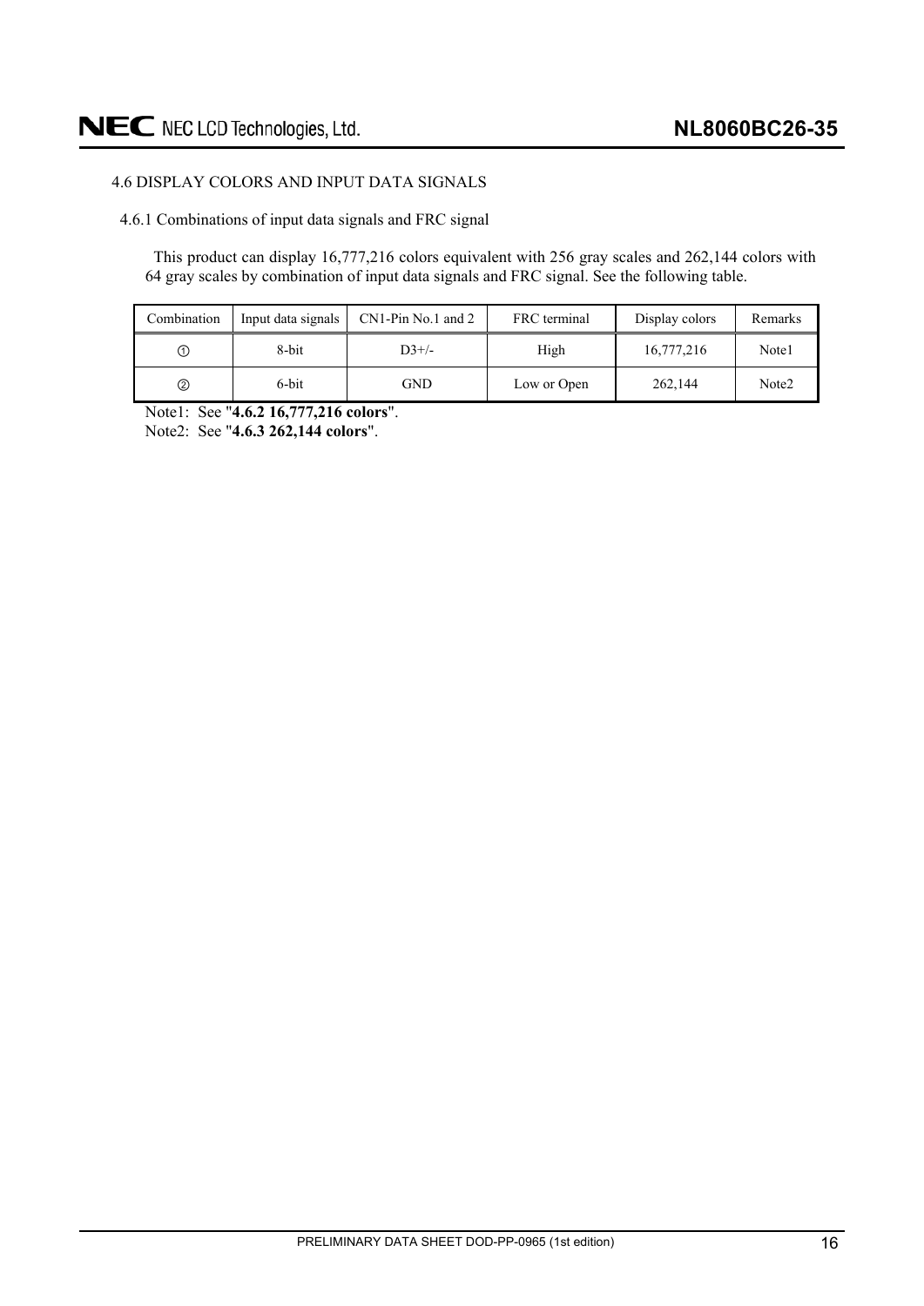## 4.6 DISPLAY COLORS AND INPUT DATA SIGNALS

### 4.6.1 Combinations of input data signals and FRC signal

This product can display 16,777,216 colors equivalent with 256 gray scales and 262,144 colors with 64 gray scales by combination of input data signals and FRC signal. See the following table.

| Combination | Input data signals | CN1-Pin No.1 and 2 | FRC terminal | Display colors | Remarks |
|---|---|---|---|---|---|
| ① | 8-bit | D3+/- | High | 16,777,216 | Note1 |
| ② | 6-bit | GND | Low or Open | 262,144 | Note2 |

Note1: See "**4.6.2 16,777,216 colors**".

Note2: See "**4.6.3 262,144 colors**".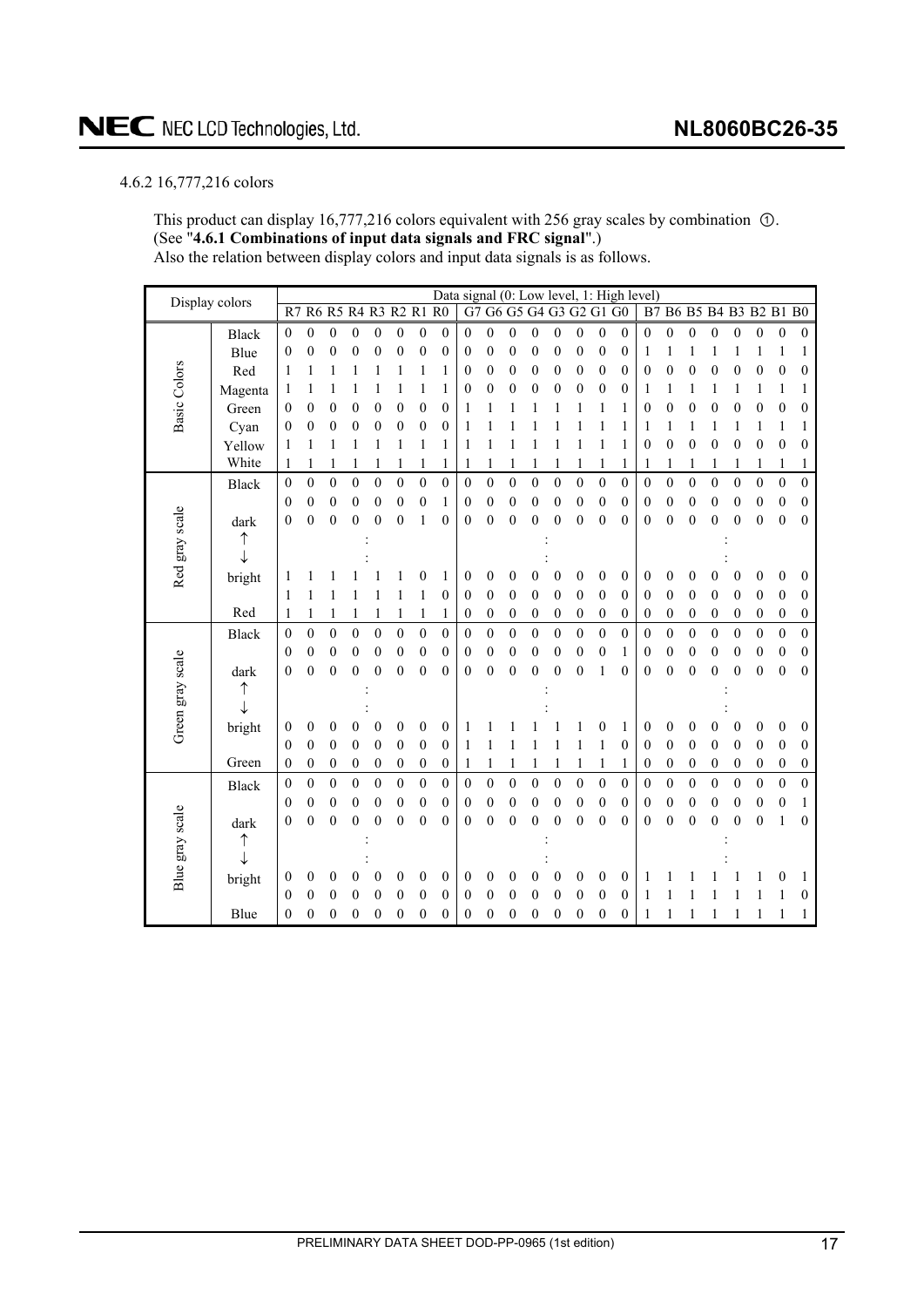4.6.2 16,777,216 colors

This product can display 16,777,216 colors equivalent with 256 gray scales by combination ①.
(See "**4.6.1 Combinations of input data signals and FRC signal**".)
Also the relation between display colors and input data signals is as follows.

| Display colors | | R7 | R6 | R5 | R4 | R3 | R2 | R1 | R0 | G7 | G6 | G5 | G4 | G3 | G2 | G1 | G0 | B7 | B6 | B5 | B4 | B3 | B2 | B1 | B0 |
|---|---|---|---|---|---|---|---|---|---|---|---|---|---|---|---|---|---|---|---|---|---|---|---|---|---|
| Basic Colors | Black | 0 | 0 | 0 | 0 | 0 | 0 | 0 | 0 | 0 | 0 | 0 | 0 | 0 | 0 | 0 | 0 | 0 | 0 | 0 | 0 | 0 | 0 | 0 | 0 |
| | Blue | 0 | 0 | 0 | 0 | 0 | 0 | 0 | 0 | 0 | 0 | 0 | 0 | 0 | 0 | 0 | 0 | 1 | 1 | 1 | 1 | 1 | 1 | 1 | 1 |
| | Red | 1 | 1 | 1 | 1 | 1 | 1 | 1 | 1 | 0 | 0 | 0 | 0 | 0 | 0 | 0 | 0 | 0 | 0 | 0 | 0 | 0 | 0 | 0 | 0 |
| | Magenta | 1 | 1 | 1 | 1 | 1 | 1 | 1 | 1 | 0 | 0 | 0 | 0 | 0 | 0 | 0 | 0 | 1 | 1 | 1 | 1 | 1 | 1 | 1 | 1 |
| | Green | 0 | 0 | 0 | 0 | 0 | 0 | 0 | 0 | 1 | 1 | 1 | 1 | 1 | 1 | 1 | 1 | 0 | 0 | 0 | 0 | 0 | 0 | 0 | 0 |
| | Cyan | 0 | 0 | 0 | 0 | 0 | 0 | 0 | 0 | 1 | 1 | 1 | 1 | 1 | 1 | 1 | 1 | 1 | 1 | 1 | 1 | 1 | 1 | 1 | 1 |
| | Yellow | 1 | 1 | 1 | 1 | 1 | 1 | 1 | 1 | 1 | 1 | 1 | 1 | 1 | 1 | 1 | 1 | 0 | 0 | 0 | 0 | 0 | 0 | 0 | 0 |
| | White | 1 | 1 | 1 | 1 | 1 | 1 | 1 | 1 | 1 | 1 | 1 | 1 | 1 | 1 | 1 | 1 | 1 | 1 | 1 | 1 | 1 | 1 | 1 | 1 |
| Red gray scale | Black | 0 | 0 | 0 | 0 | 0 | 0 | 0 | 0 | 0 | 0 | 0 | 0 | 0 | 0 | 0 | 0 | 0 | 0 | 0 | 0 | 0 | 0 | 0 | 0 |
| | | 0 | 0 | 0 | 0 | 0 | 0 | 0 | 1 | 0 | 0 | 0 | 0 | 0 | 0 | 0 | 0 | 0 | 0 | 0 | 0 | 0 | 0 | 0 | 0 |
| | dark | 0 | 0 | 0 | 0 | 0 | 0 | 1 | 0 | 0 | 0 | 0 | 0 | 0 | 0 | 0 | 0 | 0 | 0 | 0 | 0 | 0 | 0 | 0 | 0 |
| | ↑ | | | | | : | | | | | | | | : | | | | | | | | : | | | |
| | ↓ | | | | | : | | | | | | | | : | | | | | | | | : | | | |
| | bright | 1 | 1 | 1 | 1 | 1 | 1 | 0 | 1 | 0 | 0 | 0 | 0 | 0 | 0 | 0 | 0 | 0 | 0 | 0 | 0 | 0 | 0 | 0 | 0 |
| | | 1 | 1 | 1 | 1 | 1 | 1 | 1 | 0 | 0 | 0 | 0 | 0 | 0 | 0 | 0 | 0 | 0 | 0 | 0 | 0 | 0 | 0 | 0 | 0 |
| | Red | 1 | 1 | 1 | 1 | 1 | 1 | 1 | 1 | 0 | 0 | 0 | 0 | 0 | 0 | 0 | 0 | 0 | 0 | 0 | 0 | 0 | 0 | 0 | 0 |
| Green gray scale | Black | 0 | 0 | 0 | 0 | 0 | 0 | 0 | 0 | 0 | 0 | 0 | 0 | 0 | 0 | 0 | 0 | 0 | 0 | 0 | 0 | 0 | 0 | 0 | 0 |
| | | 0 | 0 | 0 | 0 | 0 | 0 | 0 | 0 | 0 | 0 | 0 | 0 | 0 | 0 | 0 | 1 | 0 | 0 | 0 | 0 | 0 | 0 | 0 | 0 |
| | dark | 0 | 0 | 0 | 0 | 0 | 0 | 0 | 0 | 0 | 0 | 0 | 0 | 0 | 0 | 1 | 0 | 0 | 0 | 0 | 0 | 0 | 0 | 0 | 0 |
| | ↑ | | | | | : | | | | | | | | : | | | | | | | | : | | | |
| | ↓ | | | | | : | | | | | | | | : | | | | | | | | : | | | |
| | bright | 0 | 0 | 0 | 0 | 0 | 0 | 0 | 0 | 1 | 1 | 1 | 1 | 1 | 1 | 0 | 1 | 0 | 0 | 0 | 0 | 0 | 0 | 0 | 0 |
| | | 0 | 0 | 0 | 0 | 0 | 0 | 0 | 0 | 1 | 1 | 1 | 1 | 1 | 1 | 1 | 0 | 0 | 0 | 0 | 0 | 0 | 0 | 0 | 0 |
| | Green | 0 | 0 | 0 | 0 | 0 | 0 | 0 | 0 | 1 | 1 | 1 | 1 | 1 | 1 | 1 | 1 | 0 | 0 | 0 | 0 | 0 | 0 | 0 | 0 |
| Blue gray scale | Black | 0 | 0 | 0 | 0 | 0 | 0 | 0 | 0 | 0 | 0 | 0 | 0 | 0 | 0 | 0 | 0 | 0 | 0 | 0 | 0 | 0 | 0 | 0 | 0 |
| | | 0 | 0 | 0 | 0 | 0 | 0 | 0 | 0 | 0 | 0 | 0 | 0 | 0 | 0 | 0 | 0 | 0 | 0 | 0 | 0 | 0 | 0 | 0 | 1 |
| | dark | 0 | 0 | 0 | 0 | 0 | 0 | 0 | 0 | 0 | 0 | 0 | 0 | 0 | 0 | 0 | 0 | 0 | 0 | 0 | 0 | 0 | 0 | 1 | 0 |
| | ↑ | | | | | : | | | | | | | | : | | | | | | | | : | | | |
| | ↓ | | | | | : | | | | | | | | : | | | | | | | | : | | | |
| | bright | 0 | 0 | 0 | 0 | 0 | 0 | 0 | 0 | 0 | 0 | 0 | 0 | 0 | 0 | 0 | 0 | 1 | 1 | 1 | 1 | 1 | 1 | 0 | 1 |
| | | 0 | 0 | 0 | 0 | 0 | 0 | 0 | 0 | 0 | 0 | 0 | 0 | 0 | 0 | 0 | 0 | 1 | 1 | 1 | 1 | 1 | 1 | 1 | 0 |
| | Blue | 0 | 0 | 0 | 0 | 0 | 0 | 0 | 0 | 0 | 0 | 0 | 0 | 0 | 0 | 0 | 0 | 1 | 1 | 1 | 1 | 1 | 1 | 1 | 1 |

Data signal (0: Low level, 1: High level)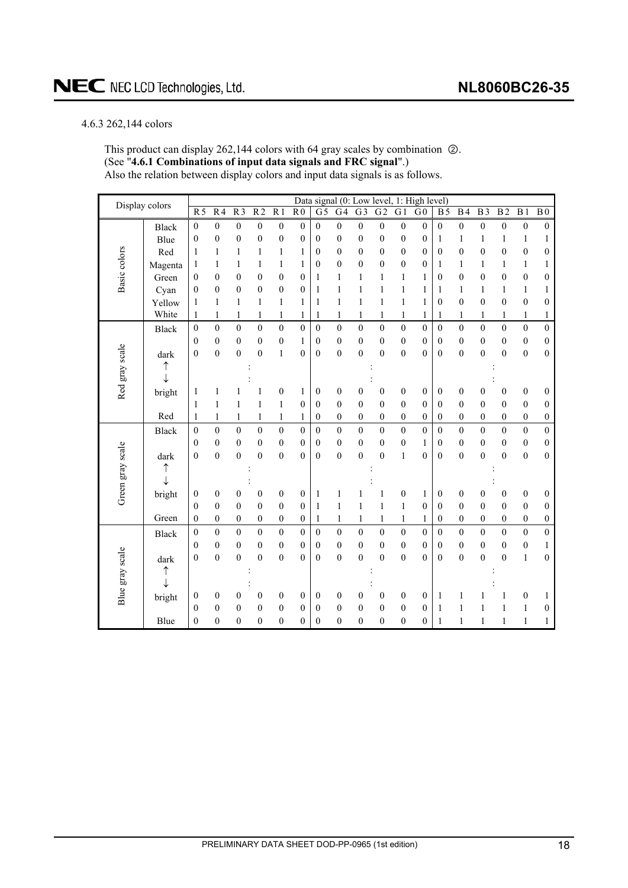### 4.6.3 262,144 colors

This product can display 262,144 colors with 64 gray scales by combination ②.
(See "**4.6.1 Combinations of input data signals and FRC signal**".)
Also the relation between display colors and input data signals is as follows.

| Display colors | | Data signal (0: Low level, 1: High level) | | | | | | | | | | | | | | | | | |
|---|---|---|---|---|---|---|---|---|---|---|---|---|---|---|---|---|---|---|---|
| | | R5 | R4 | R3 | R2 | R1 | R0 | G5 | G4 | G3 | G2 | G1 | G0 | B5 | B4 | B3 | B2 | B1 | B0 |
| Basic colors | Black | 0 | 0 | 0 | 0 | 0 | 0 | 0 | 0 | 0 | 0 | 0 | 0 | 0 | 0 | 0 | 0 | 0 | 0 |
| | Blue | 0 | 0 | 0 | 0 | 0 | 0 | 0 | 0 | 0 | 0 | 0 | 0 | 1 | 1 | 1 | 1 | 1 | 1 |
| | Red | 1 | 1 | 1 | 1 | 1 | 1 | 0 | 0 | 0 | 0 | 0 | 0 | 0 | 0 | 0 | 0 | 0 | 0 |
| | Magenta | 1 | 1 | 1 | 1 | 1 | 1 | 0 | 0 | 0 | 0 | 0 | 0 | 1 | 1 | 1 | 1 | 1 | 1 |
| | Green | 0 | 0 | 0 | 0 | 0 | 0 | 1 | 1 | 1 | 1 | 1 | 1 | 0 | 0 | 0 | 0 | 0 | 0 |
| | Cyan | 0 | 0 | 0 | 0 | 0 | 0 | 1 | 1 | 1 | 1 | 1 | 1 | 1 | 1 | 1 | 1 | 1 | 1 |
| | Yellow | 1 | 1 | 1 | 1 | 1 | 1 | 1 | 1 | 1 | 1 | 1 | 1 | 0 | 0 | 0 | 0 | 0 | 0 |
| | White | 1 | 1 | 1 | 1 | 1 | 1 | 1 | 1 | 1 | 1 | 1 | 1 | 1 | 1 | 1 | 1 | 1 | 1 |
| Red gray scale | Black | 0 | 0 | 0 | 0 | 0 | 0 | 0 | 0 | 0 | 0 | 0 | 0 | 0 | 0 | 0 | 0 | 0 | 0 |
| | | 0 | 0 | 0 | 0 | 0 | 1 | 0 | 0 | 0 | 0 | 0 | 0 | 0 | 0 | 0 | 0 | 0 | 0 |
| | dark | 0 | 0 | 0 | 0 | 1 | 0 | 0 | 0 | 0 | 0 | 0 | 0 | 0 | 0 | 0 | 0 | 0 | 0 |
| | ↑ | | | : | | | | | | : | | | | | | : | | | |
| | ↓ | | | : | | | | | | : | | | | | | : | | | |
| | bright | 1 | 1 | 1 | 1 | 0 | 1 | 0 | 0 | 0 | 0 | 0 | 0 | 0 | 0 | 0 | 0 | 0 | 0 |
| | | 1 | 1 | 1 | 1 | 1 | 0 | 0 | 0 | 0 | 0 | 0 | 0 | 0 | 0 | 0 | 0 | 0 | 0 |
| | Red | 1 | 1 | 1 | 1 | 1 | 1 | 0 | 0 | 0 | 0 | 0 | 0 | 0 | 0 | 0 | 0 | 0 | 0 |
| Green gray scale | Black | 0 | 0 | 0 | 0 | 0 | 0 | 0 | 0 | 0 | 0 | 0 | 0 | 0 | 0 | 0 | 0 | 0 | 0 |
| | | 0 | 0 | 0 | 0 | 0 | 0 | 0 | 0 | 0 | 0 | 0 | 1 | 0 | 0 | 0 | 0 | 0 | 0 |
| | dark | 0 | 0 | 0 | 0 | 0 | 0 | 0 | 0 | 0 | 0 | 1 | 0 | 0 | 0 | 0 | 0 | 0 | 0 |
| | ↑ | | | : | | | | | | : | | | | | | : | | | |
| | ↓ | | | : | | | | | | : | | | | | | : | | | |
| | bright | 0 | 0 | 0 | 0 | 0 | 0 | 1 | 1 | 1 | 1 | 0 | 1 | 0 | 0 | 0 | 0 | 0 | 0 |
| | | 0 | 0 | 0 | 0 | 0 | 0 | 1 | 1 | 1 | 1 | 1 | 0 | 0 | 0 | 0 | 0 | 0 | 0 |
| | Green | 0 | 0 | 0 | 0 | 0 | 0 | 1 | 1 | 1 | 1 | 1 | 1 | 0 | 0 | 0 | 0 | 0 | 0 |
| Blue gray scale | Black | 0 | 0 | 0 | 0 | 0 | 0 | 0 | 0 | 0 | 0 | 0 | 0 | 0 | 0 | 0 | 0 | 0 | 0 |
| | | 0 | 0 | 0 | 0 | 0 | 0 | 0 | 0 | 0 | 0 | 0 | 0 | 0 | 0 | 0 | 0 | 0 | 1 |
| | dark | 0 | 0 | 0 | 0 | 0 | 0 | 0 | 0 | 0 | 0 | 0 | 0 | 0 | 0 | 0 | 0 | 1 | 0 |
| | ↑ | | | : | | | | | | : | | | | | | : | | | |
| | ↓ | | | : | | | | | | : | | | | | | : | | | |
| | bright | 0 | 0 | 0 | 0 | 0 | 0 | 0 | 0 | 0 | 0 | 0 | 0 | 1 | 1 | 1 | 1 | 0 | 1 |
| | | 0 | 0 | 0 | 0 | 0 | 0 | 0 | 0 | 0 | 0 | 0 | 0 | 1 | 1 | 1 | 1 | 1 | 0 |
| | Blue | 0 | 0 | 0 | 0 | 0 | 0 | 0 | 0 | 0 | 0 | 0 | 0 | 1 | 1 | 1 | 1 | 1 | 1 |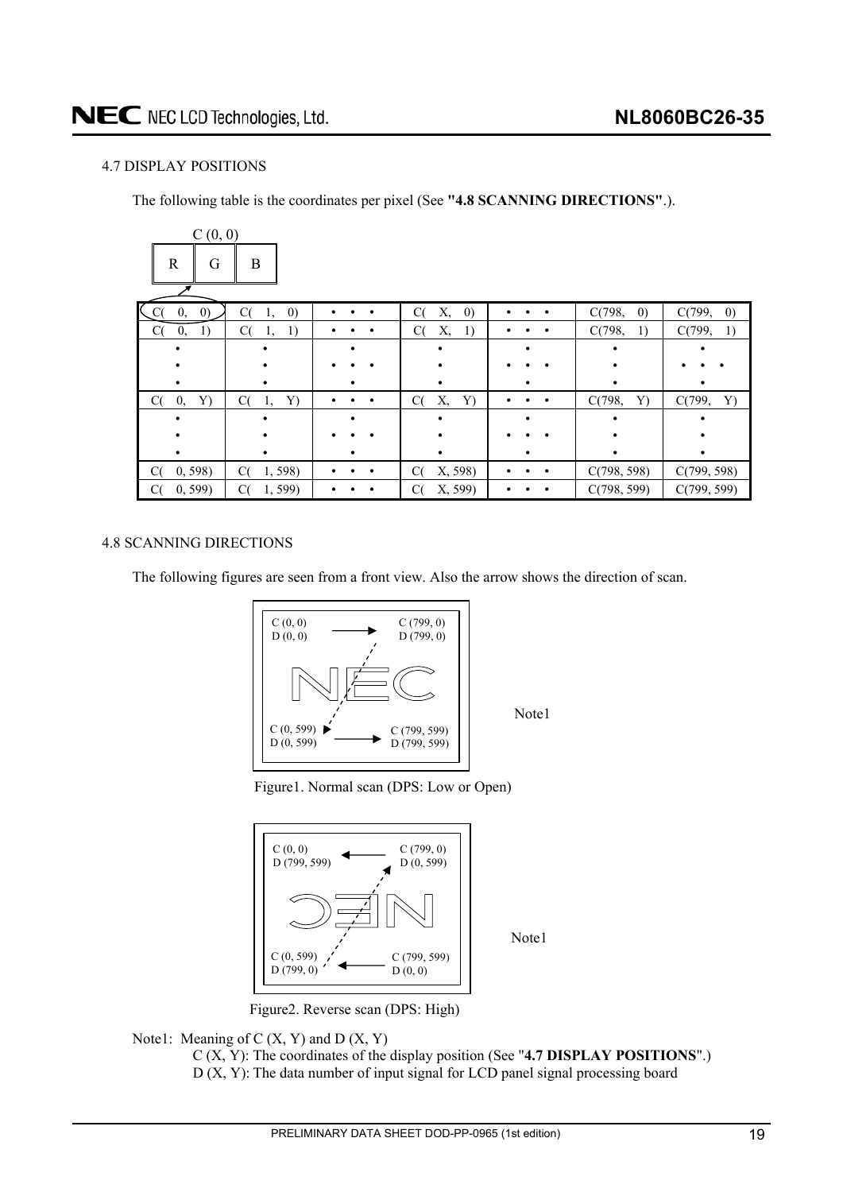### 4.7 DISPLAY POSITIONS

The following table is the coordinates per pixel (See **"4.8 SCANNING DIRECTIONS"**.).

C (0, 0)

| R | G | B |
|---|---|---|

| C( 0, 0) | C( 1, 0) | • • • | C( X, 0) | • • • | C(798, 0) | C(799, 0) |
|---|---|---|---|---|---|---|
| C( 0, 1) | C( 1, 1) | • • • | C( X, 1) | • • • | C(798, 1) | C(799, 1) |
| • | • | • | • | • | • | • |
| C( 0, Y) | C( 1, Y) | • • • | C( X, Y) | • • • | C(798, Y) | C(799, Y) |
| • | • | • | • | • | • | • |
| C( 0, 598) | C( 1, 598) | • • • | C( X, 598) | • • • | C(798, 598) | C(799, 598) |
| C( 0, 599) | C( 1, 599) | • • • | C( X, 599) | • • • | C(798, 599) | C(799, 599) |

### 4.8 SCANNING DIRECTIONS

The following figures are seen from a front view. Also the arrow shows the direction of scan.

C (0, 0) D (0, 0) → C (799, 0) D (799, 0)

C (0, 599) D (0, 599) → C (799, 599) D (799, 599)

Note1

Figure1. Normal scan (DPS: Low or Open)

C (0, 0) D (799, 599) ← C (799, 0) D (0, 599)

C (0, 599) D (799, 0) ← C (799, 599) D (0, 0)

Note1

Figure2. Reverse scan (DPS: High)

Note1: Meaning of C (X, Y) and D (X, Y)

C (X, Y): The coordinates of the display position (See "**4.7 DISPLAY POSITIONS**".)

D (X, Y): The data number of input signal for LCD panel signal processing board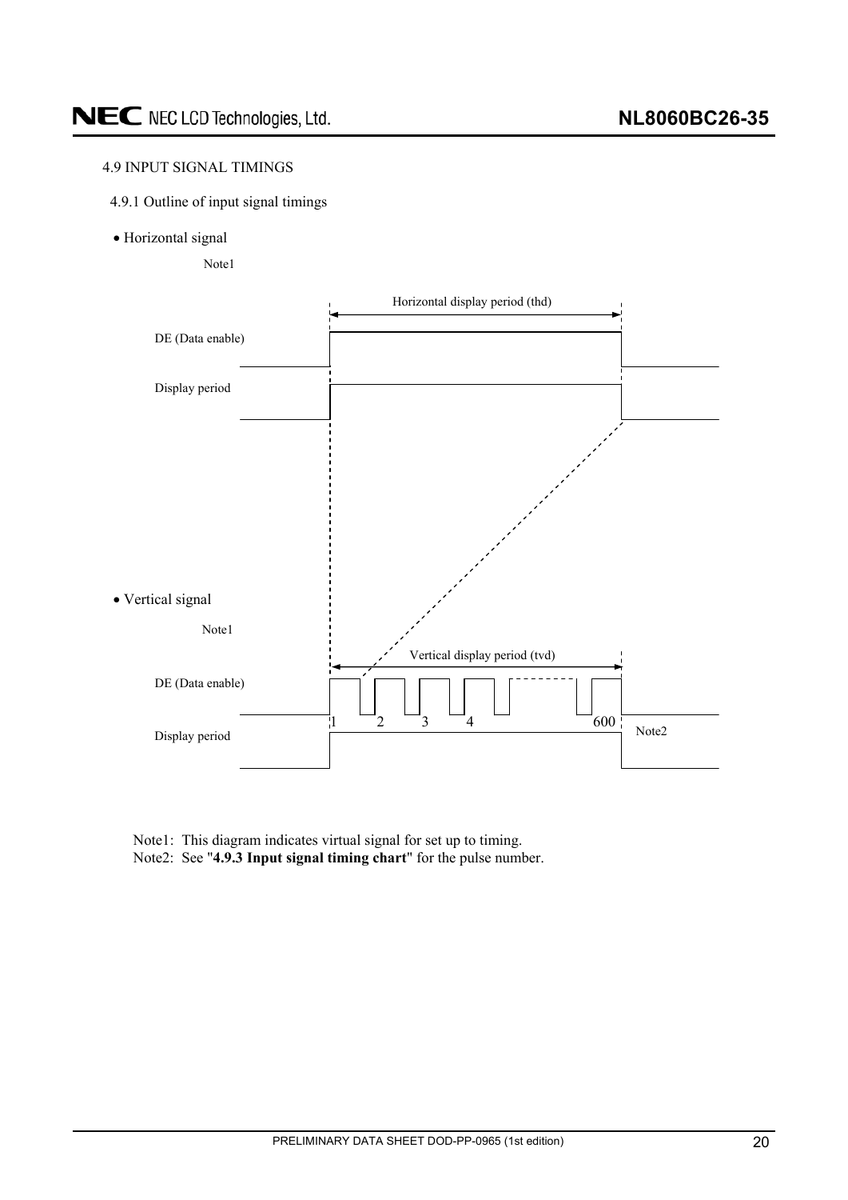### 4.9 INPUT SIGNAL TIMINGS

#### 4.9.1 Outline of input signal timings

- Horizontal signal

Note1

Horizontal display period (thd)

DE (Data enable)

Display period

- Vertical signal

Note1

Vertical display period (tvd)

DE (Data enable)

1 2 3 4 600

Display period

Note2

Note1: This diagram indicates virtual signal for set up to timing.
Note2: See "**4.9.3 Input signal timing chart**" for the pulse number.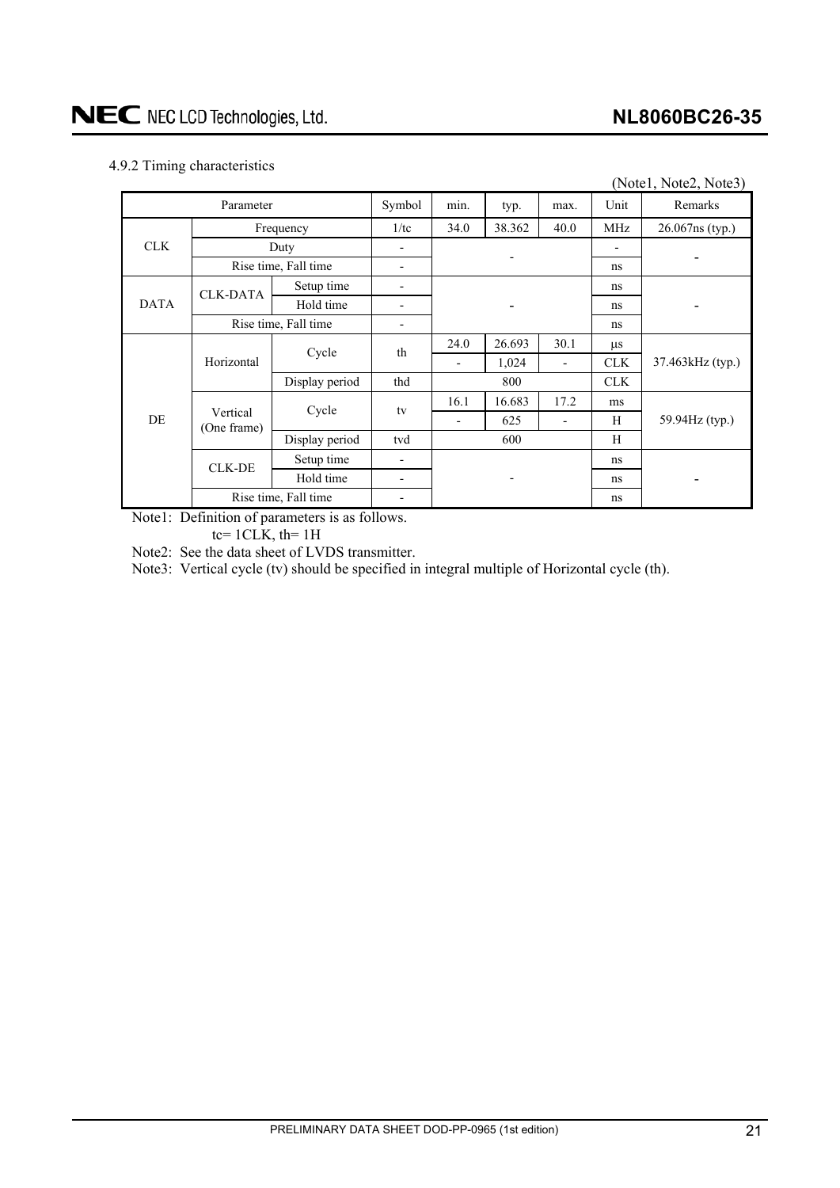### 4.9.2 Timing characteristics

(Note1, Note2, Note3)

| Parameter | | | Symbol | min. | typ. | max. | Unit | Remarks |
|---|---|---|---|---|---|---|---|---|
| CLK | Frequency | | 1/tc | 34.0 | 38.362 | 40.0 | MHz | 26.067ns (typ.) |
| | Duty | | - | - | | | - | - |
| | Rise time, Fall time | | - | | | | ns | |
| DATA | CLK-DATA | Setup time | - | - | | | ns | - |
| | | Hold time | - | | | | ns | |
| | Rise time, Fall time | | - | | | | ns | |
| DE | Horizontal | Cycle | th | 24.0 | 26.693 | 30.1 | μs | 37.463kHz (typ.) |
| | | | | - | 1,024 | - | CLK | |
| | | Display period | thd | | 800 | | CLK | |
| | Vertical (One frame) | Cycle | tv | 16.1 | 16.683 | 17.2 | ms | 59.94Hz (typ.) |
| | | | | - | 625 | - | H | |
| | | Display period | tvd | | 600 | | H | |
| | CLK-DE | Setup time | - | - | | | ns | - |
| | | Hold time | - | | | | ns | |
| | Rise time, Fall time | | - | | | | ns | |

Note1: Definition of parameters is as follows.
tc= 1CLK, th= 1H

Note2: See the data sheet of LVDS transmitter.

Note3: Vertical cycle (tv) should be specified in integral multiple of Horizontal cycle (th).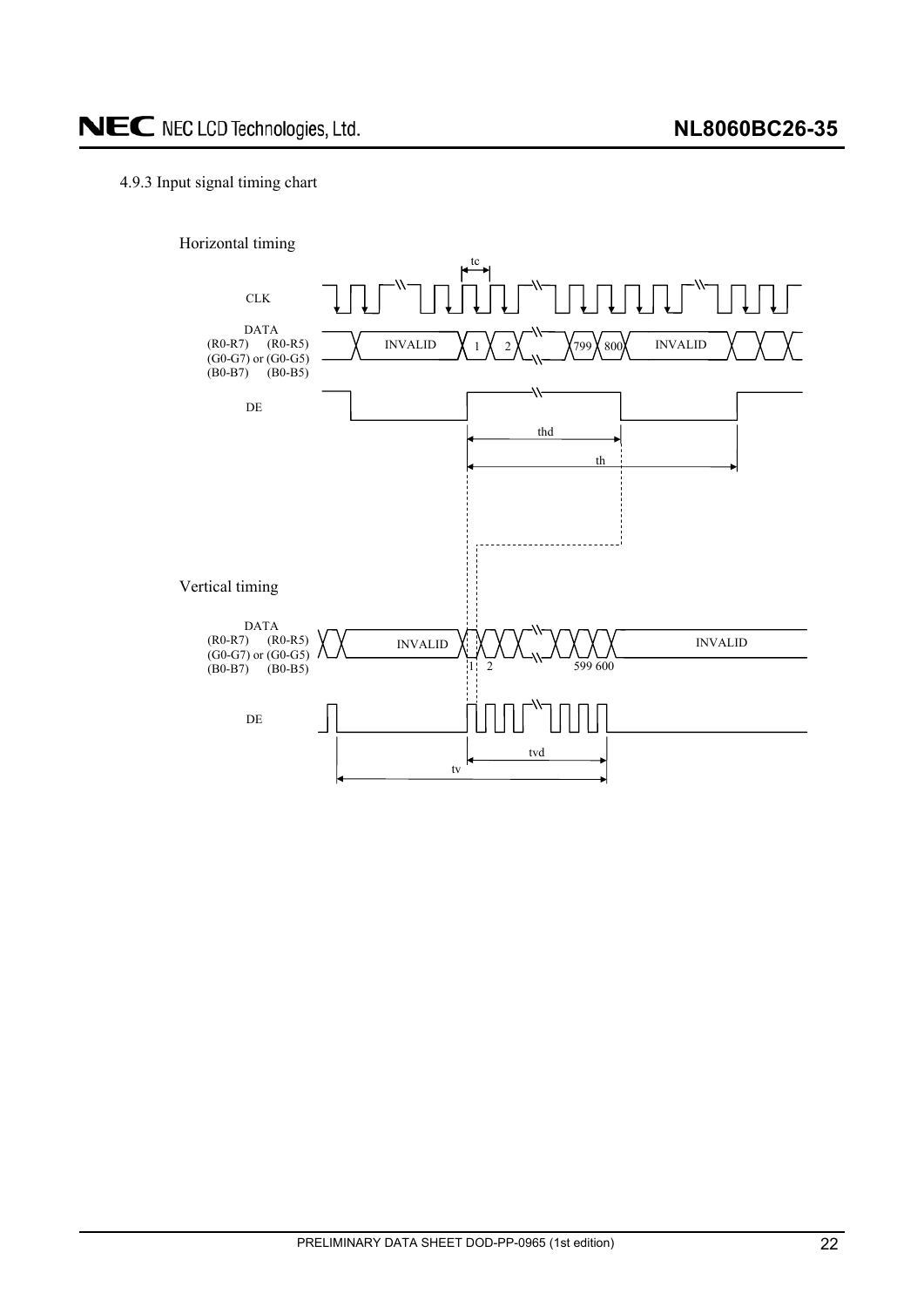### 4.9.3 Input signal timing chart

Horizontal timing

CLK

DATA
(R0-R7) (R0-R5)
(G0-G7) or (G0-G5)
(B0-B7) (B0-B5)

INVALID 1 2 799 800 INVALID

DE

tc

thd

th

Vertical timing

DATA
(R0-R7) (R0-R5)
(G0-G7) or (G0-G5)
(B0-B7) (B0-B5)

INVALID 1 2 599 600 INVALID

DE

tvd

tv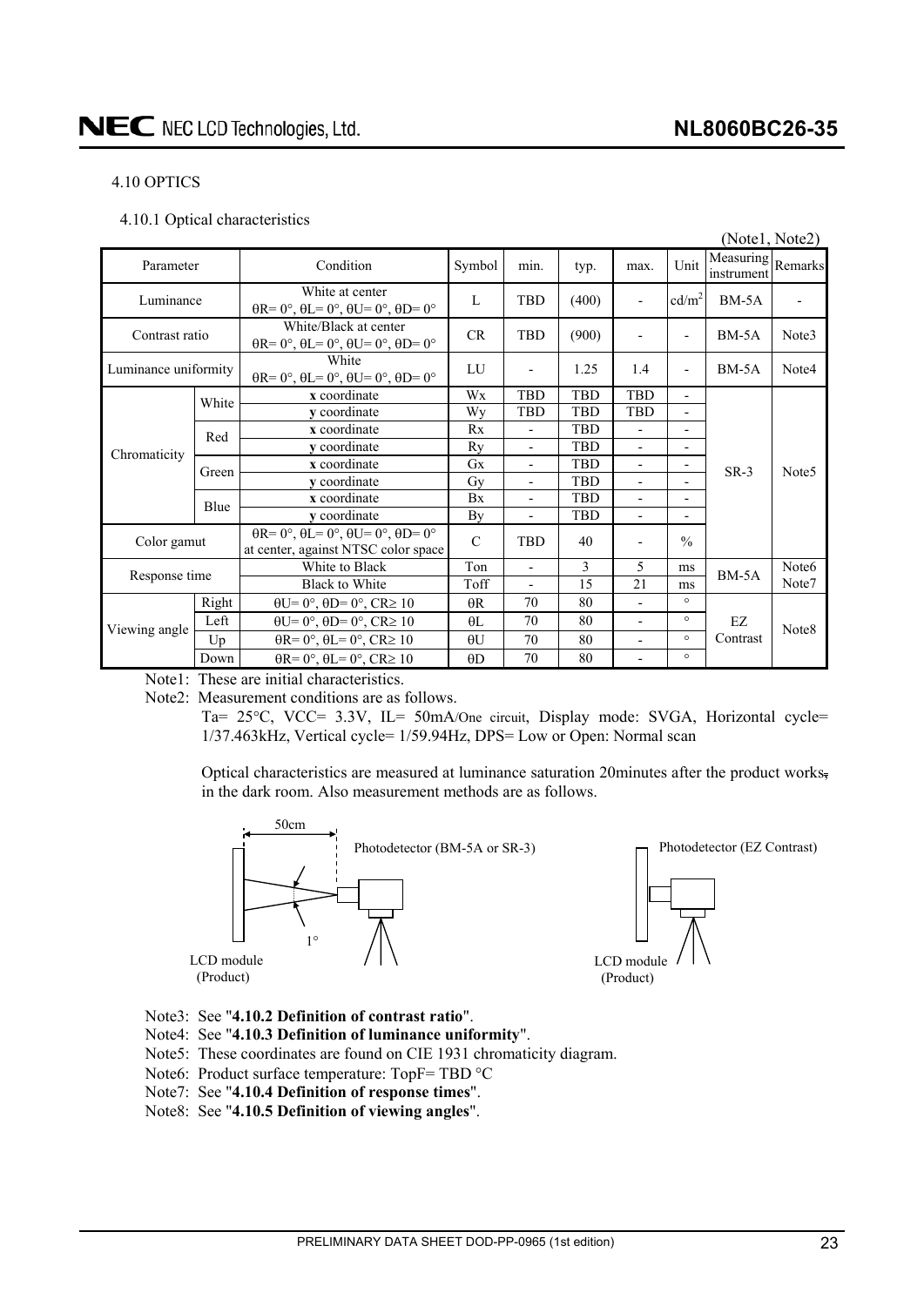## 4.10 OPTICS

### 4.10.1 Optical characteristics

(Note1, Note2)

| Parameter | | Condition | Symbol | min. | typ. | max. | Unit | Measuring instrument | Remarks |
|---|---|---|---|---|---|---|---|---|---|
| Luminance | | White at center θR= 0°, θL= 0°, θU= 0°, θD= 0° | L | TBD | (400) | - | $cd/m^2$ | BM-5A | - |
| Contrast ratio | | White/Black at center θR= 0°, θL= 0°, θU= 0°, θD= 0° | CR | TBD | (900) | - | - | BM-5A | Note3 |
| Luminance uniformity | | White θR= 0°, θL= 0°, θU= 0°, θD= 0° | LU | - | 1.25 | 1.4 | - | BM-5A | Note4 |
| Chromaticity | White | **x** coordinate | Wx | TBD | TBD | TBD | - | SR-3 | Note5 |
| | | **y** coordinate | Wy | TBD | TBD | TBD | - | | |
| | Red | **x** coordinate | Rx | - | TBD | - | - | | |
| | | **y** coordinate | Ry | - | TBD | - | - | | |
| | Green | **x** coordinate | Gx | - | TBD | - | - | | |
| | | **y** coordinate | Gy | - | TBD | - | - | | |
| | Blue | **x** coordinate | Bx | - | TBD | - | - | | |
| | | **y** coordinate | By | - | TBD | - | - | | |
| Color gamut | | θR= 0°, θL= 0°, θU= 0°, θD= 0° at center, against NTSC color space | C | TBD | 40 | - | % | | |
| Response time | | White to Black | Ton | - | 3 | 5 | ms | BM-5A | Note6 |
| | | Black to White | Toff | - | 15 | 21 | ms | | Note7 |
| Viewing angle | Right | θU= 0°, θD= 0°, CR≥ 10 | θR | 70 | 80 | - | ° | EZ Contrast | Note8 |
| | Left | θU= 0°, θD= 0°, CR≥ 10 | θL | 70 | 80 | - | ° | | |
| | Up | θR= 0°, θL= 0°, CR≥ 10 | θU | 70 | 80 | - | ° | | |
| | Down | θR= 0°, θL= 0°, CR≥ 10 | θD | 70 | 80 | - | ° | | |

Note1: These are initial characteristics.

Note2: Measurement conditions are as follows.

Ta= 25°C, VCC= 3.3V, IL= 50mA/One circuit, Display mode: SVGA, Horizontal cycle= 1/37.463kHz, Vertical cycle= 1/59.94Hz, DPS= Low or Open: Normal scan

Optical characteristics are measured at luminance saturation 20minutes after the product works, in the dark room. Also measurement methods are as follows.

50cm

Photodetector (BM-5A or SR-3)

1°

LCD module (Product)

Photodetector (EZ Contrast)

LCD module (Product)

Note3: See "**4.10.2 Definition of contrast ratio**".

Note4: See "**4.10.3 Definition of luminance uniformity**".

Note5: These coordinates are found on CIE 1931 chromaticity diagram.

Note6: Product surface temperature: TopF= TBD °C

Note7: See "**4.10.4 Definition of response times**".

Note8: See "**4.10.5 Definition of viewing angles**".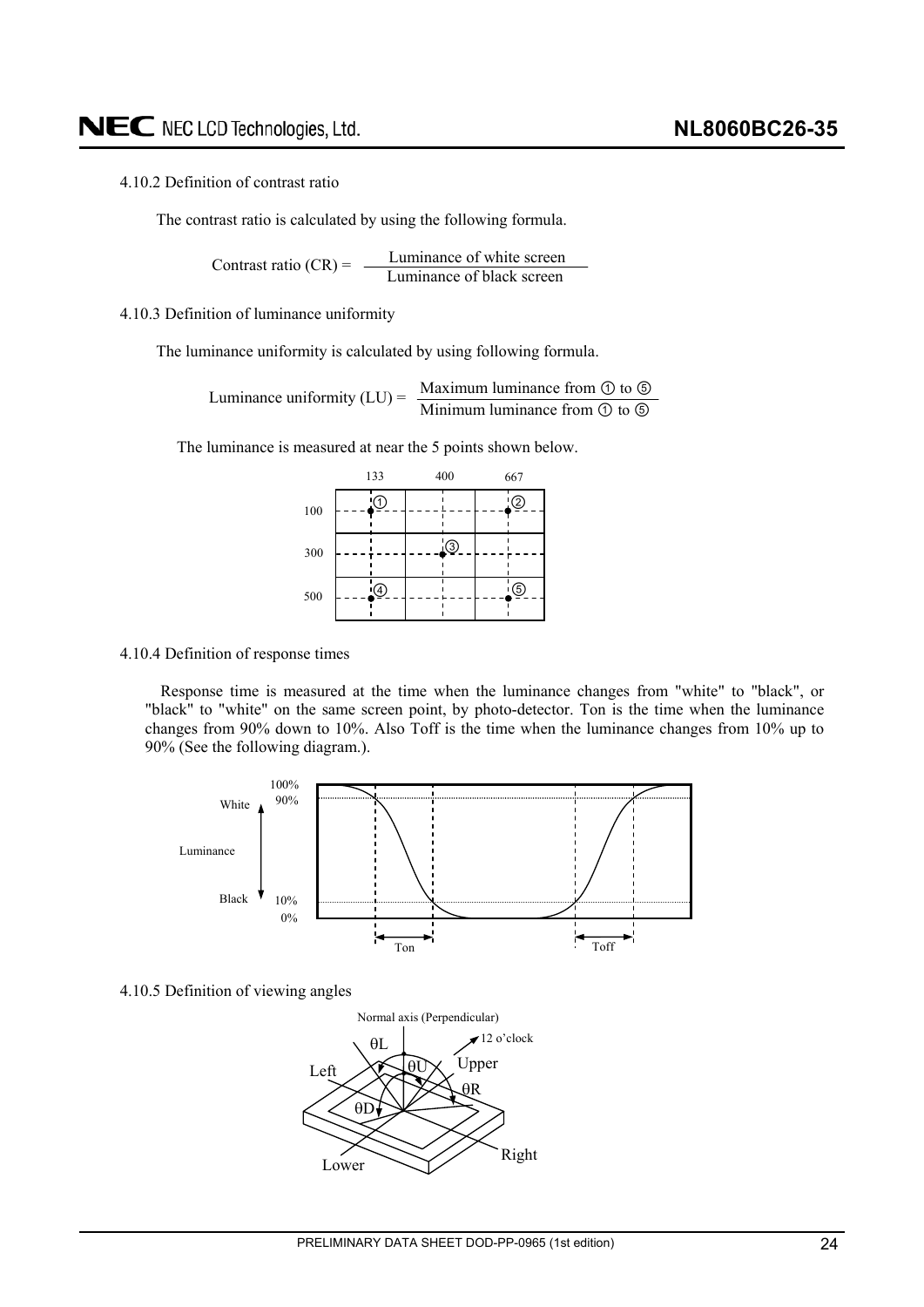4.10.2 Definition of contrast ratio

The contrast ratio is calculated by using the following formula.

$$\text{Contrast ratio (CR)} = \frac{\text{Luminance of white screen}}{\text{Luminance of black screen}}$$

4.10.3 Definition of luminance uniformity

The luminance uniformity is calculated by using following formula.

$$\text{Luminance uniformity (LU)} = \frac{\text{Maximum luminance from ① to ⑤}}{\text{Minimum luminance from ① to ⑤}}$$

The luminance is measured at near the 5 points shown below.

|  | 133 | 400 | 667 |
|---|---|---|---|
| 100 | ① |  | ② |
| 300 |  | ③ |  |
| 500 | ④ |  | ⑤ |

4.10.4 Definition of response times

Response time is measured at the time when the luminance changes from "white" to "black", or "black" to "white" on the same screen point, by photo-detector. Ton is the time when the luminance changes from 90% down to 10%. Also Toff is the time when the luminance changes from 10% up to 90% (See the following diagram.).

4.10.5 Definition of viewing angles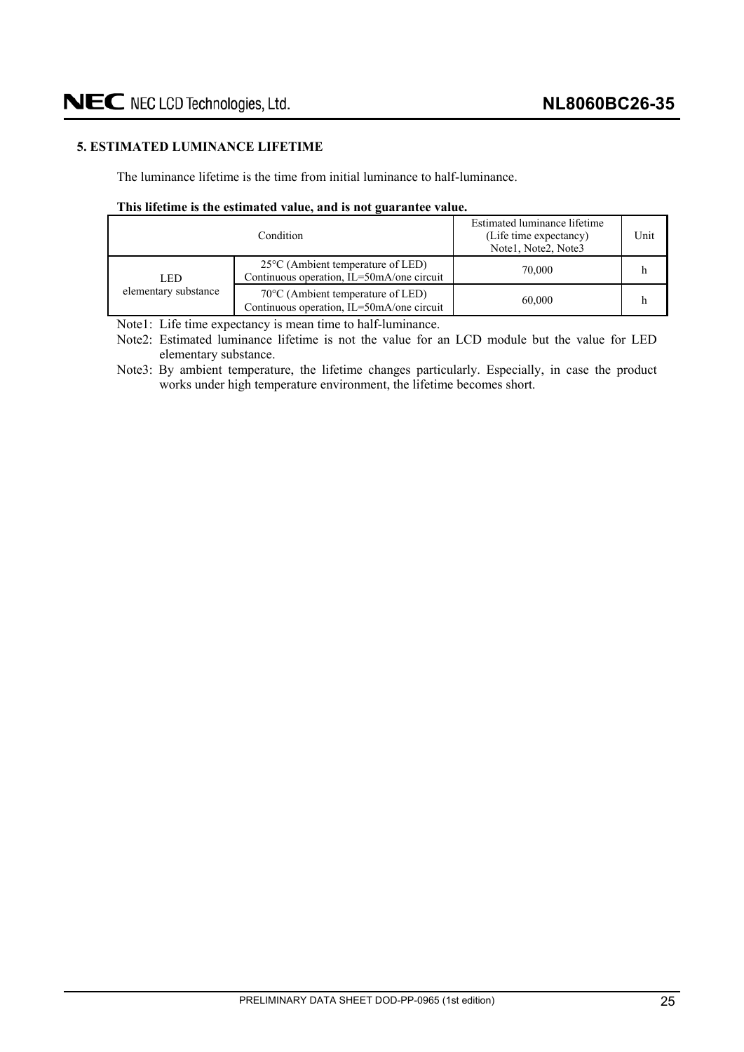## 5. ESTIMATED LUMINANCE LIFETIME

The luminance lifetime is the time from initial luminance to half-luminance.

**This lifetime is the estimated value, and is not guarantee value.**

| Condition | | Estimated luminance lifetime (Life time expectancy) Note1, Note2, Note3 | Unit |
|---|---|---|---|
| LED elementary substance | 25°C (Ambient temperature of LED) Continuous operation, IL=50mA/one circuit | 70,000 | h |
| | 70°C (Ambient temperature of LED) Continuous operation, IL=50mA/one circuit | 60,000 | h |

Note1: Life time expectancy is mean time to half-luminance.

Note2: Estimated luminance lifetime is not the value for an LCD module but the value for LED elementary substance.

Note3: By ambient temperature, the lifetime changes particularly. Especially, in case the product works under high temperature environment, the lifetime becomes short.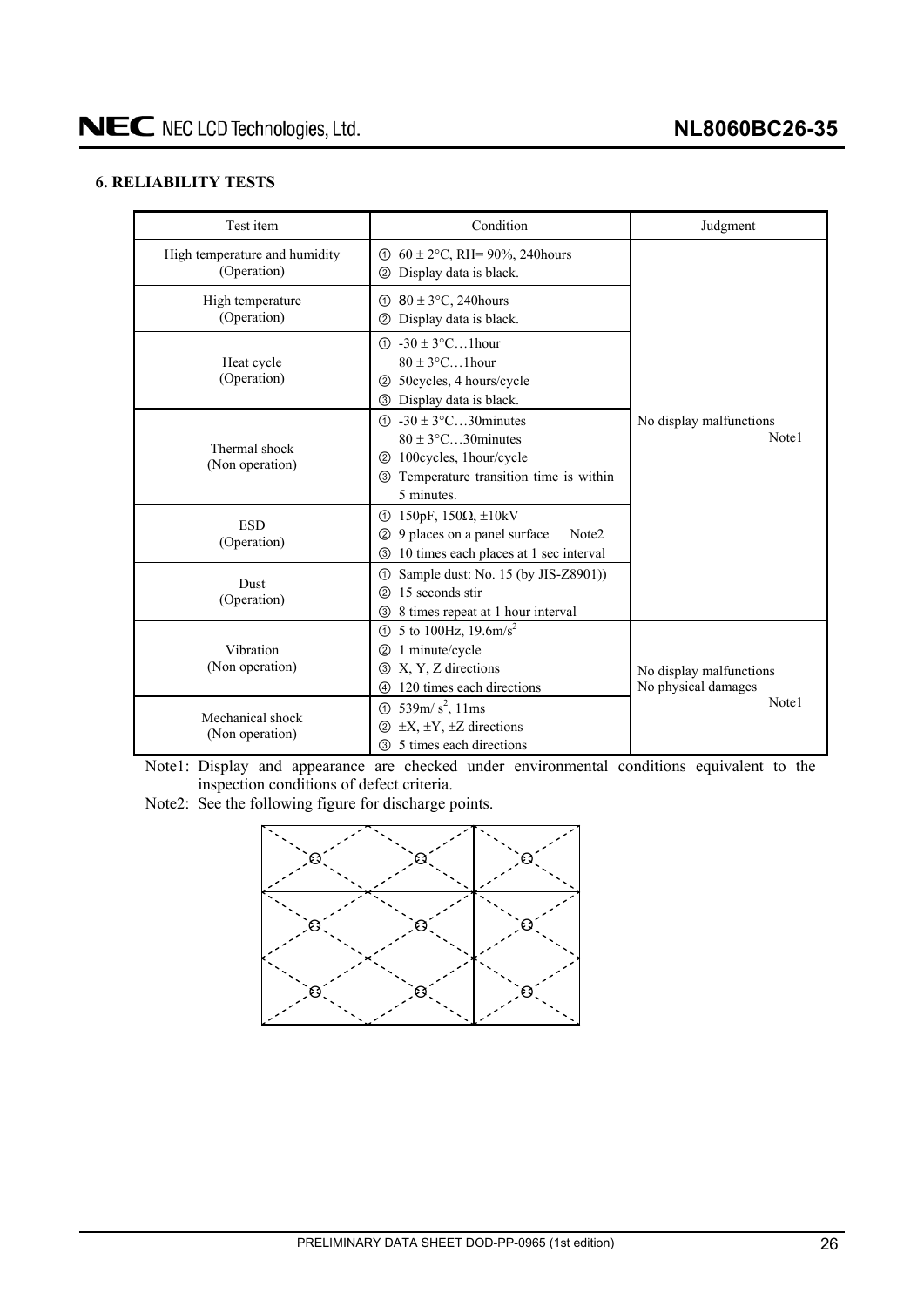## 6. RELIABILITY TESTS

| Test item | Condition | Judgment |
|---|---|---|
| High temperature and humidity (Operation) | ① 60 ± 2°C, RH= 90%, 240hours<br>② Display data is black. | No display malfunctions Note1 |
| High temperature (Operation) | ① 80 ± 3°C, 240hours<br>② Display data is black. | |
| Heat cycle (Operation) | ① -30 ± 3°C…1hour<br>80 ± 3°C…1hour<br>② 50cycles, 4 hours/cycle<br>③ Display data is black. | |
| Thermal shock (Non operation) | ① -30 ± 3°C…30minutes<br>80 ± 3°C…30minutes<br>② 100cycles, 1hour/cycle<br>③ Temperature transition time is within 5 minutes. | |
| ESD (Operation) | ① 150pF, 150Ω, ±10kV<br>② 9 places on a panel surface Note2<br>③ 10 times each places at 1 sec interval | |
| Dust (Operation) | ① Sample dust: No. 15 (by JIS-Z8901))<br>② 15 seconds stir<br>③ 8 times repeat at 1 hour interval | |
| Vibration (Non operation) | ① 5 to 100Hz, 19.6m/s$^2$<br>② 1 minute/cycle<br>③ X, Y, Z directions<br>④ 120 times each directions | No display malfunctions<br>No physical damages Note1 |
| Mechanical shock (Non operation) | ① 539m/ s$^2$, 11ms<br>② ±X, ±Y, ±Z directions<br>③ 5 times each directions | |

Note1: Display and appearance are checked under environmental conditions equivalent to the inspection conditions of defect criteria.

Note2: See the following figure for discharge points.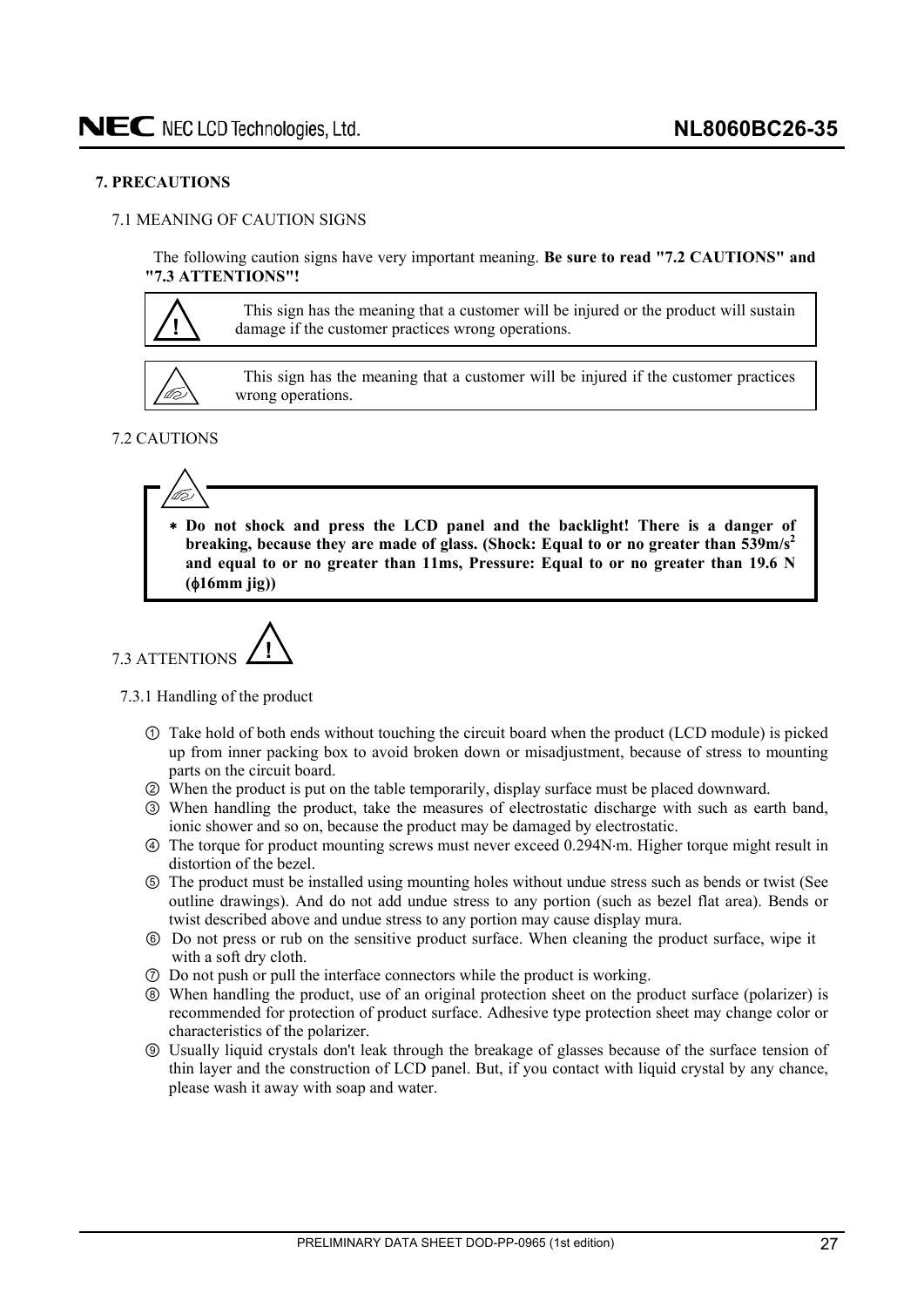## 7. PRECAUTIONS

### 7.1 MEANING OF CAUTION SIGNS

The following caution signs have very important meaning. **Be sure to read "7.2 CAUTIONS" and "7.3 ATTENTIONS"!**

| Sign | Meaning |
|---|---|
| ! | This sign has the meaning that a customer will be injured or the product will sustain damage if the customer practices wrong operations. |
| (hand) | This sign has the meaning that a customer will be injured if the customer practices wrong operations. |

### 7.2 CAUTIONS

* **Do not shock and press the LCD panel and the backlight! There is a danger of breaking, because they are made of glass. (Shock: Equal to or no greater than 539m/s$^2$ and equal to or no greater than 11ms, Pressure: Equal to or no greater than 19.6 N (ϕ16mm jig))**

### 7.3 ATTENTIONS !

#### 7.3.1 Handling of the product

① Take hold of both ends without touching the circuit board when the product (LCD module) is picked up from inner packing box to avoid broken down or misadjustment, because of stress to mounting parts on the circuit board.

② When the product is put on the table temporarily, display surface must be placed downward.

③ When handling the product, take the measures of electrostatic discharge with such as earth band, ionic shower and so on, because the product may be damaged by electrostatic.

④ The torque for product mounting screws must never exceed 0.294N·m. Higher torque might result in distortion of the bezel.

⑤ The product must be installed using mounting holes without undue stress such as bends or twist (See outline drawings). And do not add undue stress to any portion (such as bezel flat area). Bends or twist described above and undue stress to any portion may cause display mura.

⑥ Do not press or rub on the sensitive product surface. When cleaning the product surface, wipe it with a soft dry cloth.

⑦ Do not push or pull the interface connectors while the product is working.

⑧ When handling the product, use of an original protection sheet on the product surface (polarizer) is recommended for protection of product surface. Adhesive type protection sheet may change color or characteristics of the polarizer.

⑨ Usually liquid crystals don't leak through the breakage of glasses because of the surface tension of thin layer and the construction of LCD panel. But, if you contact with liquid crystal by any chance, please wash it away with soap and water.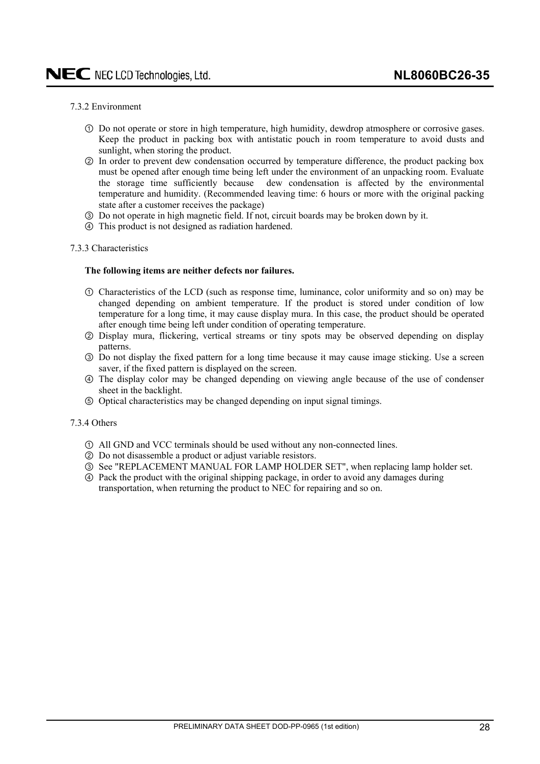### 7.3.2 Environment

① Do not operate or store in high temperature, high humidity, dewdrop atmosphere or corrosive gases. Keep the product in packing box with antistatic pouch in room temperature to avoid dusts and sunlight, when storing the product.

② In order to prevent dew condensation occurred by temperature difference, the product packing box must be opened after enough time being left under the environment of an unpacking room. Evaluate the storage time sufficiently because dew condensation is affected by the environmental temperature and humidity. (Recommended leaving time: 6 hours or more with the original packing state after a customer receives the package)

③ Do not operate in high magnetic field. If not, circuit boards may be broken down by it.

④ This product is not designed as radiation hardened.

### 7.3.3 Characteristics

**The following items are neither defects nor failures.**

① Characteristics of the LCD (such as response time, luminance, color uniformity and so on) may be changed depending on ambient temperature. If the product is stored under condition of low temperature for a long time, it may cause display mura. In this case, the product should be operated after enough time being left under condition of operating temperature.

② Display mura, flickering, vertical streams or tiny spots may be observed depending on display patterns.

③ Do not display the fixed pattern for a long time because it may cause image sticking. Use a screen saver, if the fixed pattern is displayed on the screen.

④ The display color may be changed depending on viewing angle because of the use of condenser sheet in the backlight.

⑤ Optical characteristics may be changed depending on input signal timings.

### 7.3.4 Others

① All GND and VCC terminals should be used without any non-connected lines.

② Do not disassemble a product or adjust variable resistors.

③ See "REPLACEMENT MANUAL FOR LAMP HOLDER SET", when replacing lamp holder set.

④ Pack the product with the original shipping package, in order to avoid any damages during transportation, when returning the product to NEC for repairing and so on.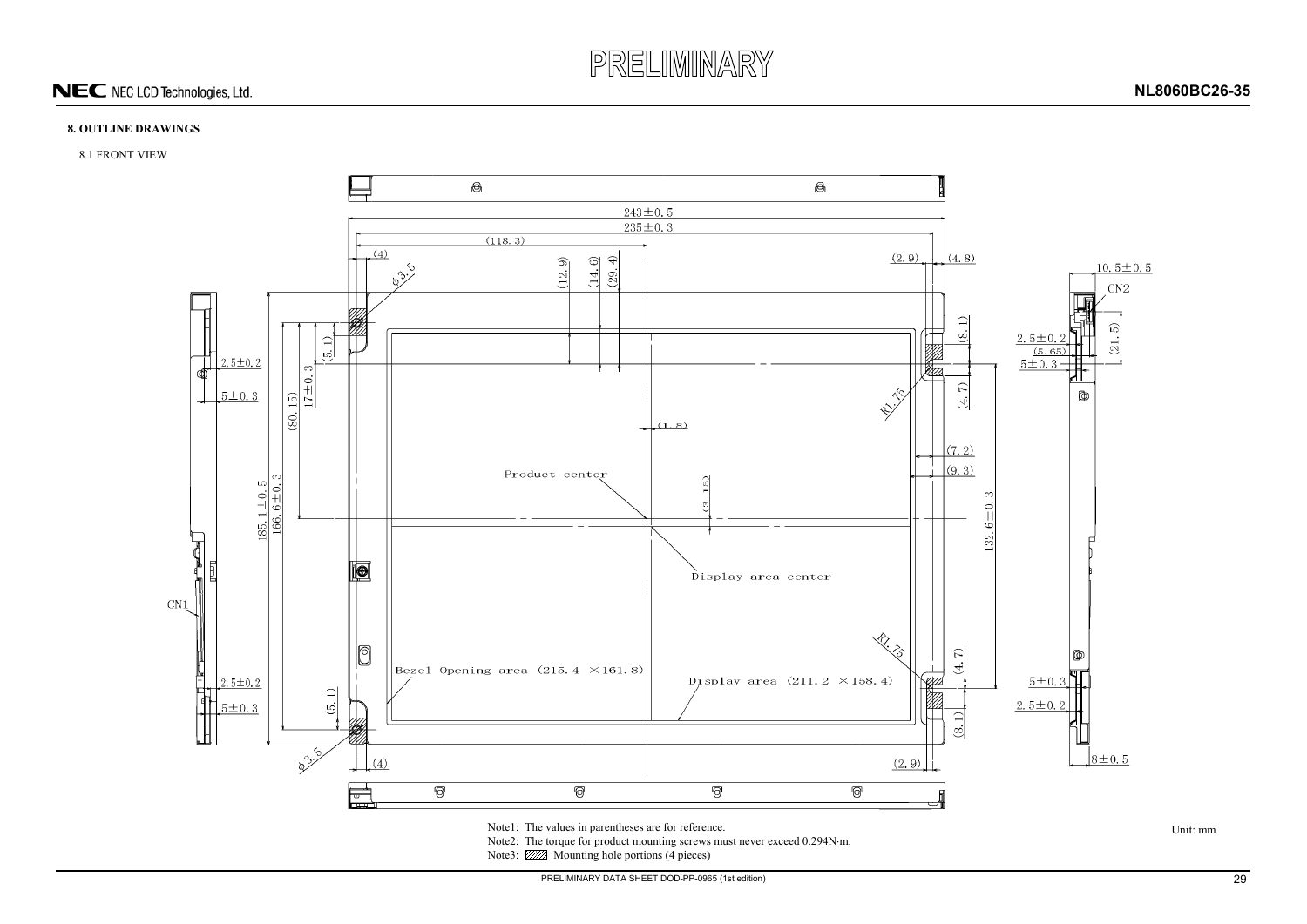PRELIMINARY

## 8. OUTLINE DRAWINGS

### 8.1 FRONT VIEW

Note1: The values in parentheses are for reference.

Note2: The torque for product mounting screws must never exceed 0.294N·m.

Note3: ▨ Mounting hole portions (4 pieces)

Unit: mm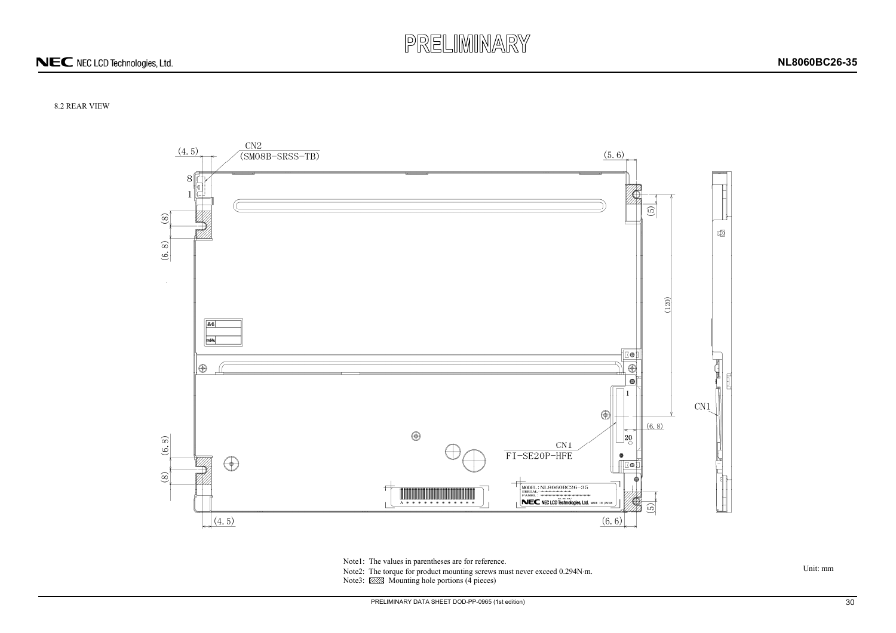8.2 REAR VIEW

CN2
(SM08B-SRSS-TB)

(4.5) (5.6) (8) (6.8) (5) (120) (6.8) (6.3) (8) (5) (4.5) (6.6)

CN1
FI-SE20P-HFE

CN1

Note1: The values in parentheses are for reference.

Note2: The torque for product mounting screws must never exceed 0.294N·m.

Note3: ▨ Mounting hole portions (4 pieces)

Unit: mm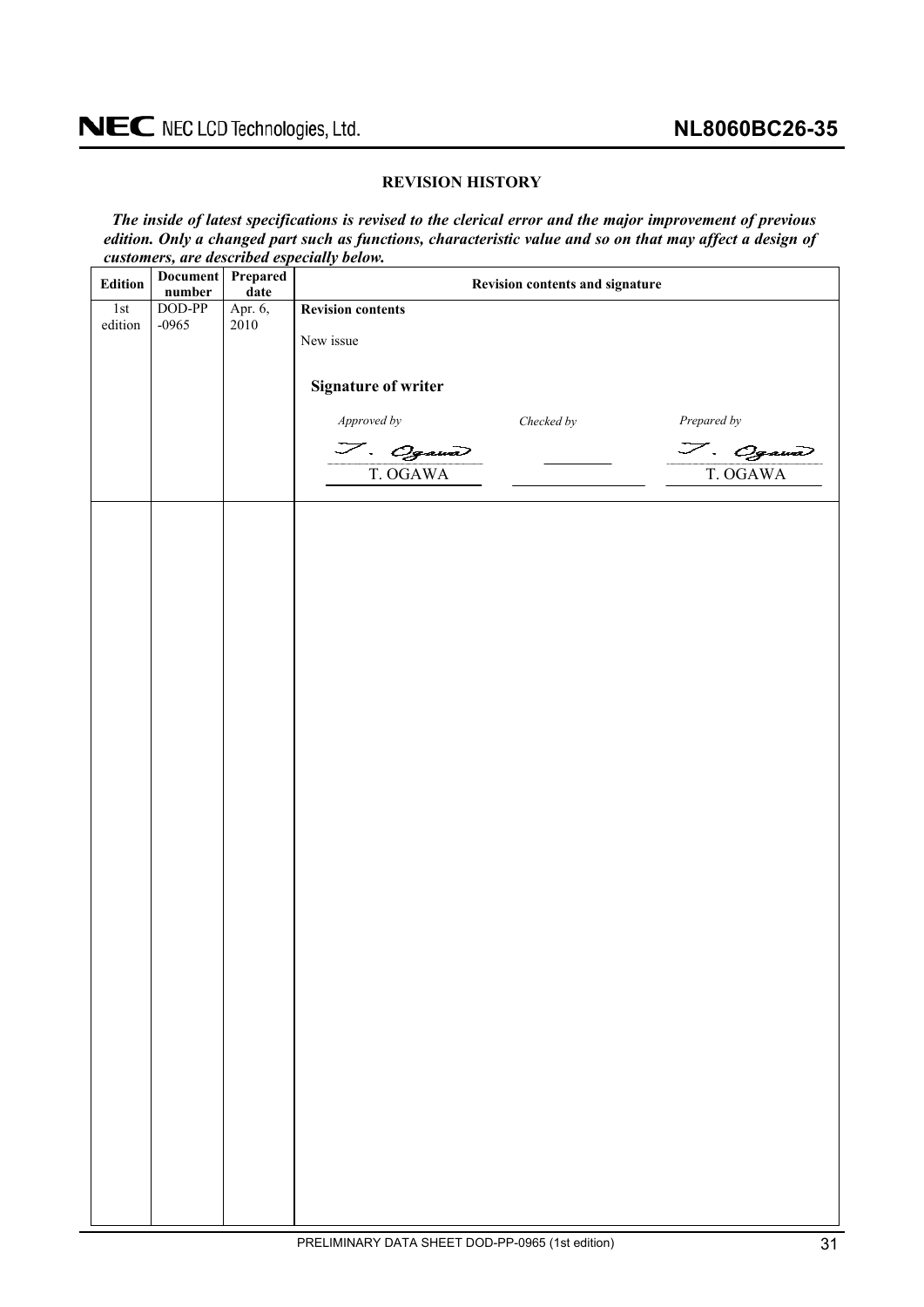## REVISION HISTORY

***The inside of latest specifications is revised to the clerical error and the major improvement of previous edition. Only a changed part such as functions, characteristic value and so on that may affect a design of customers, are described especially below.***

| Edition | Document number | Prepared date | Revision contents and signature |
|---|---|---|---|
| 1st edition | DOD-PP -0965 | Apr. 6, 2010 | **Revision contents**<br><br>New issue<br><br>**Signature of writer**<br><br>*Approved by* T. OGAWA<br>*Checked by*<br>*Prepared by* T. OGAWA |